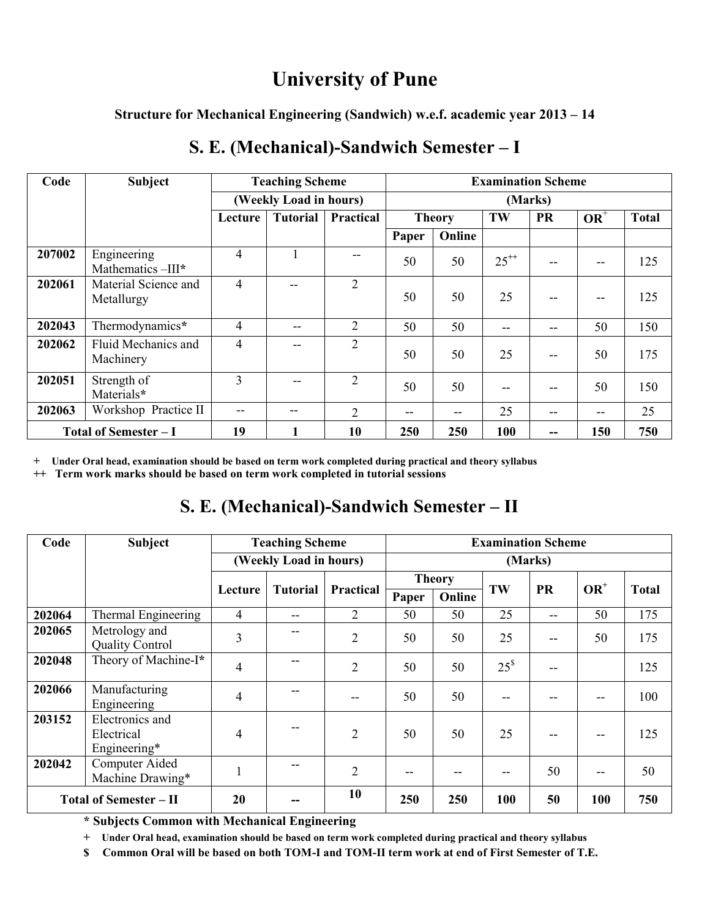# University of Pune

**Structure for Mechanical Engineering (Sandwich) w.e.f. academic year 2013 – 14**

## S. E. (Mechanical)-Sandwich Semester – I

| Code | Subject | Teaching Scheme (Weekly Load in hours) | | | Examination Scheme (Marks) | | | | | |
|---|---|---|---|---|---|---|---|---|---|---|
| | | Lecture | Tutorial | Practical | Theory | | TW | PR | OR+ | Total |
| | | | | | Paper | Online | | | | |
| 207002 | Engineering Mathematics –III* | 4 | 1 | -- | 50 | 50 | 25++ | -- | -- | 125 |
| 202061 | Material Science and Metallurgy | 4 | -- | 2 | 50 | 50 | 25 | -- | -- | 125 |
| 202043 | Thermodynamics* | 4 | -- | 2 | 50 | 50 | -- | -- | 50 | 150 |
| 202062 | Fluid Mechanics and Machinery | 4 | -- | 2 | 50 | 50 | 25 | -- | 50 | 175 |
| 202051 | Strength of Materials* | 3 | -- | 2 | 50 | 50 | -- | -- | 50 | 150 |
| 202063 | Workshop Practice II | -- | -- | 2 | -- | -- | 25 | -- | -- | 25 |
| **Total of Semester – I** | | **19** | **1** | **10** | **250** | **250** | **100** | **--** | **150** | **750** |

\+ **Under Oral head, examination should be based on term work completed during practical and theory syllabus**

++ **Term work marks should be based on term work completed in tutorial sessions**

## S. E. (Mechanical)-Sandwich Semester – II

| Code | Subject | Teaching Scheme (Weekly Load in hours) | | | Examination Scheme (Marks) | | | | | |
|---|---|---|---|---|---|---|---|---|---|---|
| | | Lecture | Tutorial | Practical | Theory | | TW | PR | OR+ | Total |
| | | | | | Paper | Online | | | | |
| 202064 | Thermal Engineering | 4 | -- | 2 | 50 | 50 | 25 | -- | 50 | 175 |
| 202065 | Metrology and Quality Control | 3 | -- | 2 | 50 | 50 | 25 | -- | 50 | 175 |
| 202048 | Theory of Machine-I* | 4 | -- | 2 | 50 | 50 | 25$ | -- | | 125 |
| 202066 | Manufacturing Engineering | 4 | -- | -- | 50 | 50 | -- | -- | -- | 100 |
| 203152 | Electronics and Electrical Engineering* | 4 | -- | 2 | 50 | 50 | 25 | -- | -- | 125 |
| 202042 | Computer Aided Machine Drawing* | 1 | -- | 2 | -- | -- | -- | 50 | -- | 50 |
| **Total of Semester – II** | | **20** | **--** | **10** | **250** | **250** | **100** | **50** | **100** | **750** |

**\* Subjects Common with Mechanical Engineering**

\+ **Under Oral head, examination should be based on term work completed during practical and theory syllabus**

**$ Common Oral will be based on both TOM-I and TOM-II term work at end of First Semester of T.E.**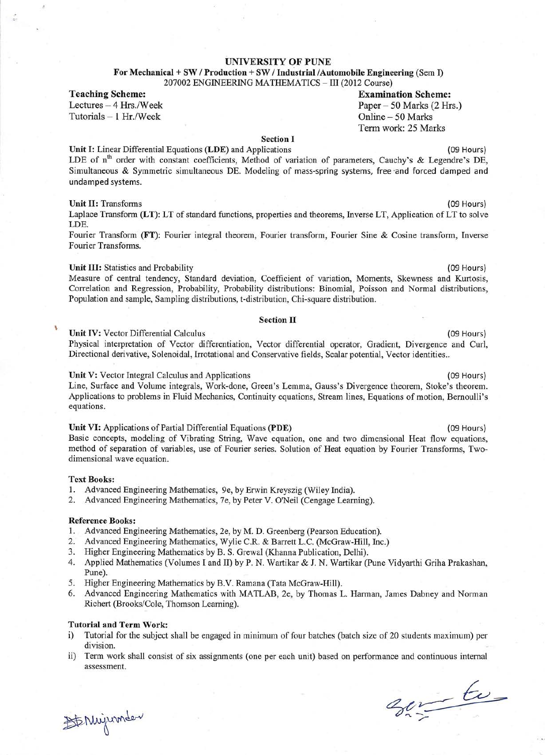# UNIVERSITY OF PUNE

**For Mechanical + SW / Production + SW / Industrial /Automobile Engineering** (Sem I)
207002 ENGINEERING MATHEMATICS – III (2012 Course)

**Teaching Scheme:**
Lectures – 4 Hrs./Week
Tutorials – 1 Hr./Week

**Examination Scheme:**
Paper – 50 Marks (2 Hrs.)
Online – 50 Marks
Term work: 25 Marks

## Section I

**Unit I:** Linear Differential Equations (**LDE**) and Applications (09 Hours)

LDE of $n^{th}$ order with constant coefficients, Method of variation of parameters, Cauchy's & Legendre's DE, Simultaneous & Symmetric simultaneous DE. Modeling of mass-spring systems, free and forced damped and undamped systems.

**Unit II:** Transforms (09 Hours)

Laplace Transform (**LT**): LT of standard functions, properties and theorems, Inverse LT, Application of LT to solve LDE.

Fourier Transform (**FT**): Fourier integral theorem, Fourier transform, Fourier Sine & Cosine transform, Inverse Fourier Transforms.

**Unit III:** Statistics and Probability (09 Hours)

Measure of central tendency, Standard deviation, Coefficient of variation, Moments, Skewness and Kurtosis, Correlation and Regression, Probability, Probability distributions: Binomial, Poisson and Normal distributions, Population and sample, Sampling distributions, t-distribution, Chi-square distribution.

## Section II

**Unit IV:** Vector Differential Calculus (09 Hours)

Physical interpretation of Vector differentiation, Vector differential operator, Gradient, Divergence and Curl, Directional derivative, Solenoidal, Irrotational and Conservative fields, Scalar potential, Vector identities..

**Unit V:** Vector Integral Calculus and Applications (09 Hours)

Line, Surface and Volume integrals, Work-done, Green's Lemma, Gauss's Divergence theorem, Stoke's theorem. Applications to problems in Fluid Mechanics, Continuity equations, Stream lines, Equations of motion, Bernoulli's equations.

**Unit VI:** Applications of Partial Differential Equations (**PDE**) (09 Hours)

Basic concepts, modeling of Vibrating String, Wave equation, one and two dimensional Heat flow equations, method of separation of variables, use of Fourier series. Solution of Heat equation by Fourier Transforms, Two-dimensional wave equation.

**Text Books:**

1. Advanced Engineering Mathematics, 9e, by Erwin Kreyszig (Wiley India).
2. Advanced Engineering Mathematics, 7e, by Peter V. O'Neil (Cengage Learning).

**Reference Books:**

1. Advanced Engineering Mathematics, 2e, by M. D. Greenberg (Pearson Education).
2. Advanced Engineering Mathematics, Wylie C.R. & Barrett L.C. (McGraw-Hill, Inc.)
3. Higher Engineering Mathematics by B. S. Grewal (Khanna Publication, Delhi).
4. Applied Mathematics (Volumes I and II) by P. N. Wartikar & J. N. Wartikar (Pune Vidyarthi Griha Prakashan, Pune).
5. Higher Engineering Mathematics by B.V. Ramana (Tata McGraw-Hill).
6. Advanced Engineering Mathematics with MATLAB, 2e, by Thomas L. Harman, James Dabney and Norman Richert (Brooks/Cole, Thomson Learning).

**Tutorial and Term Work:**

i) Tutorial for the subject shall be engaged in minimum of four batches (batch size of 20 students maximum) per division.

ii) Term work shall consist of six assignments (one per each unit) based on performance and continuous internal assessment.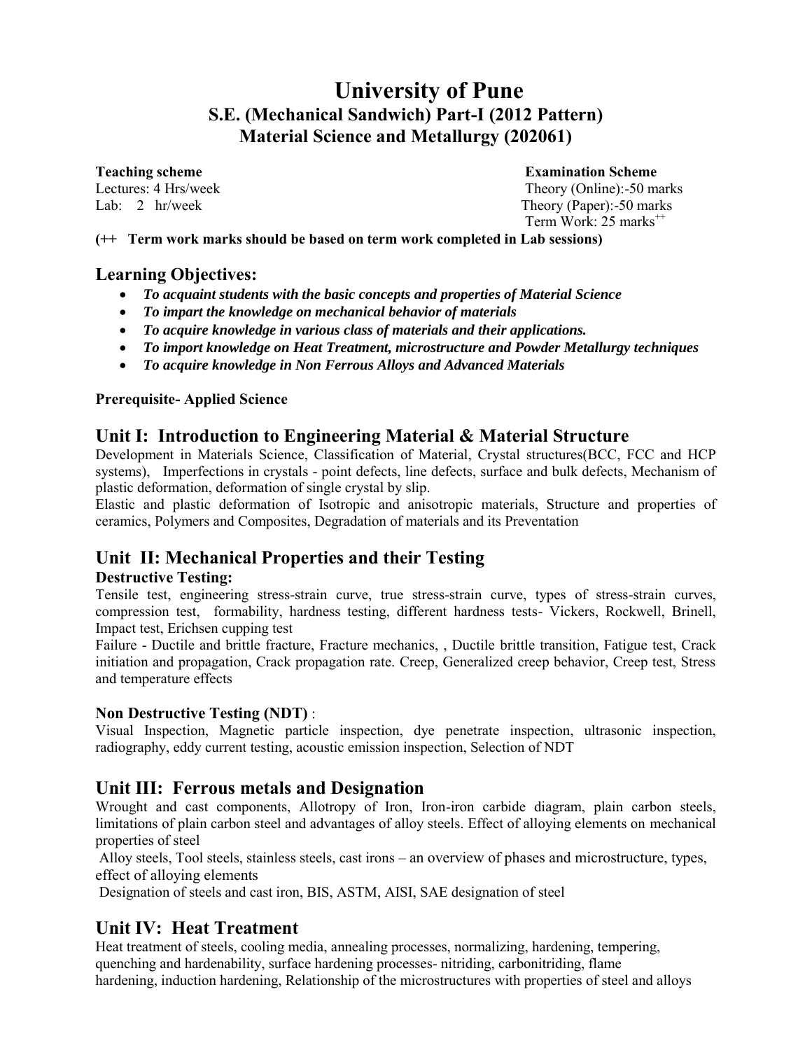# University of Pune

## S.E. (Mechanical Sandwich) Part-I (2012 Pattern)

## Material Science and Metallurgy (202061)

**Teaching scheme**
Lectures: 4 Hrs/week
Lab: 2 hr/week

**Examination Scheme**
Theory (Online):-50 marks
Theory (Paper):-50 marks
Term Work: 25 marks++

**(++ Term work marks should be based on term work completed in Lab sessions)**

## Learning Objectives:

- ***To acquaint students with the basic concepts and properties of Material Science***
- ***To impart the knowledge on mechanical behavior of materials***
- ***To acquire knowledge in various class of materials and their applications.***
- ***To import knowledge on Heat Treatment, microstructure and Powder Metallurgy techniques***
- ***To acquire knowledge in Non Ferrous Alloys and Advanced Materials***

**Prerequisite- Applied Science**

## Unit I: Introduction to Engineering Material & Material Structure

Development in Materials Science, Classification of Material, Crystal structures(BCC, FCC and HCP systems), Imperfections in crystals - point defects, line defects, surface and bulk defects, Mechanism of plastic deformation, deformation of single crystal by slip.

Elastic and plastic deformation of Isotropic and anisotropic materials, Structure and properties of ceramics, Polymers and Composites, Degradation of materials and its Preventation

## Unit II: Mechanical Properties and their Testing

### Destructive Testing:

Tensile test, engineering stress-strain curve, true stress-strain curve, types of stress-strain curves, compression test, formability, hardness testing, different hardness tests- Vickers, Rockwell, Brinell, Impact test, Erichsen cupping test

Failure - Ductile and brittle fracture, Fracture mechanics, , Ductile brittle transition, Fatigue test, Crack initiation and propagation, Crack propagation rate. Creep, Generalized creep behavior, Creep test, Stress and temperature effects

### Non Destructive Testing (NDT) :

Visual Inspection, Magnetic particle inspection, dye penetrate inspection, ultrasonic inspection, radiography, eddy current testing, acoustic emission inspection, Selection of NDT

## Unit III: Ferrous metals and Designation

Wrought and cast components, Allotropy of Iron, Iron-iron carbide diagram, plain carbon steels, limitations of plain carbon steel and advantages of alloy steels. Effect of alloying elements on mechanical properties of steel

Alloy steels, Tool steels, stainless steels, cast irons – an overview of phases and microstructure, types, effect of alloying elements

Designation of steels and cast iron, BIS, ASTM, AISI, SAE designation of steel

## Unit IV: Heat Treatment

Heat treatment of steels, cooling media, annealing processes, normalizing, hardening, tempering, quenching and hardenability, surface hardening processes- nitriding, carbonitriding, flame hardening, induction hardening, Relationship of the microstructures with properties of steel and alloys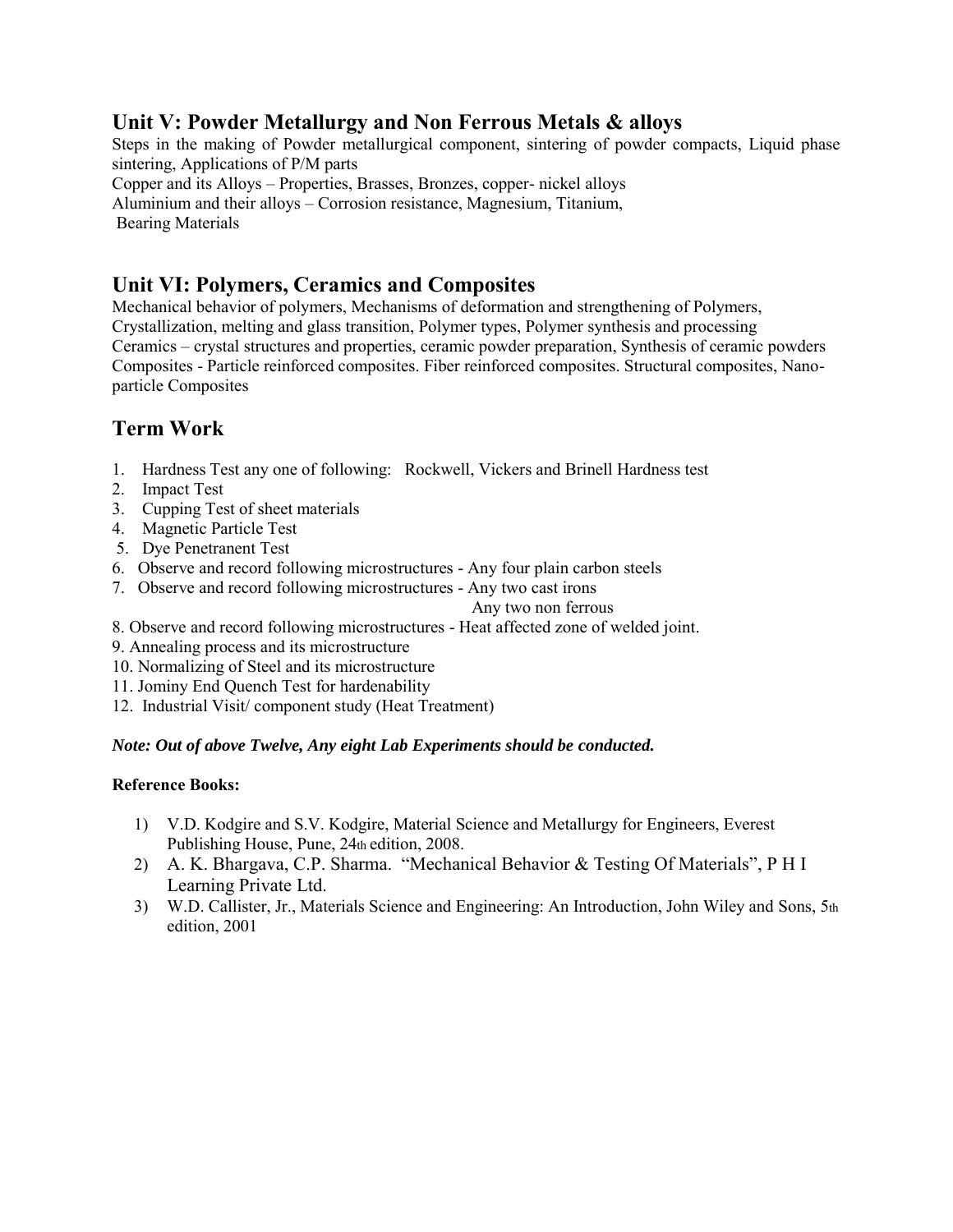## Unit V: Powder Metallurgy and Non Ferrous Metals & alloys

Steps in the making of Powder metallurgical component, sintering of powder compacts, Liquid phase sintering, Applications of P/M parts

Copper and its Alloys – Properties, Brasses, Bronzes, copper- nickel alloys

Aluminium and their alloys – Corrosion resistance, Magnesium, Titanium,

Bearing Materials

## Unit VI: Polymers, Ceramics and Composites

Mechanical behavior of polymers, Mechanisms of deformation and strengthening of Polymers, Crystallization, melting and glass transition, Polymer types, Polymer synthesis and processing

Ceramics – crystal structures and properties, ceramic powder preparation, Synthesis of ceramic powders

Composites - Particle reinforced composites. Fiber reinforced composites. Structural composites, Nano-particle Composites

## Term Work

1. Hardness Test any one of following: Rockwell, Vickers and Brinell Hardness test
2. Impact Test
3. Cupping Test of sheet materials
4. Magnetic Particle Test
5. Dye Penetranent Test
6. Observe and record following microstructures - Any four plain carbon steels
7. Observe and record following microstructures - Any two cast irons
   Any two non ferrous
8. Observe and record following microstructures - Heat affected zone of welded joint.
9. Annealing process and its microstructure
10. Normalizing of Steel and its microstructure
11. Jominy End Quench Test for hardenability
12. Industrial Visit/ component study (Heat Treatment)

***Note: Out of above Twelve, Any eight Lab Experiments should be conducted.***

**Reference Books:**

1) V.D. Kodgire and S.V. Kodgire, Material Science and Metallurgy for Engineers, Everest Publishing House, Pune, 24th edition, 2008.
2) A. K. Bhargava, C.P. Sharma. "Mechanical Behavior & Testing Of Materials", P H I Learning Private Ltd.
3) W.D. Callister, Jr., Materials Science and Engineering: An Introduction, John Wiley and Sons, 5th edition, 2001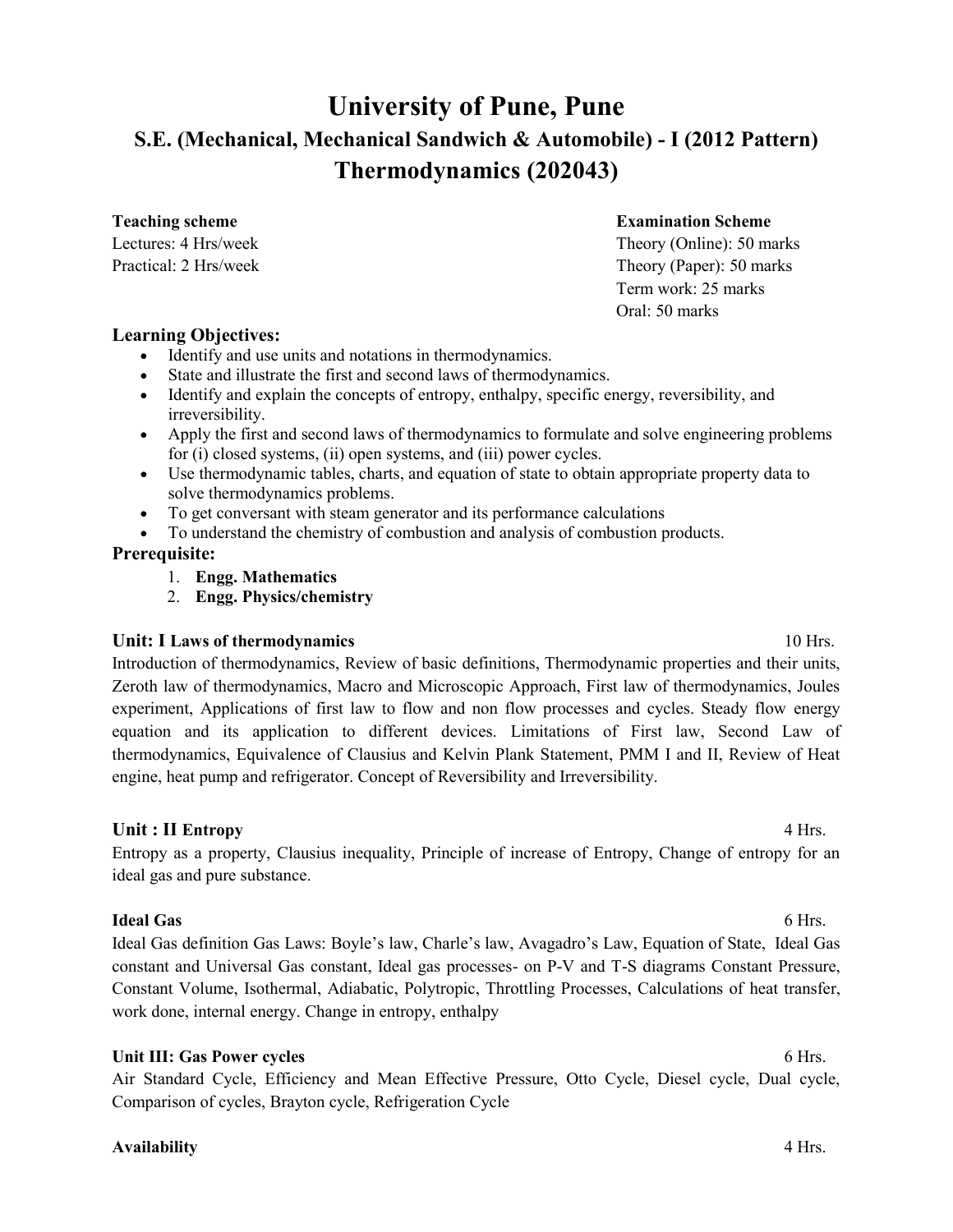# University of Pune, Pune

## S.E. (Mechanical, Mechanical Sandwich & Automobile) - I (2012 Pattern)

## Thermodynamics (202043)

| **Teaching scheme** | **Examination Scheme** |
|---|---|
| Lectures: 4 Hrs/week | Theory (Online): 50 marks |
| Practical: 2 Hrs/week | Theory (Paper): 50 marks |
| | Term work: 25 marks |
| | Oral: 50 marks |

### Learning Objectives:

- Identify and use units and notations in thermodynamics.
- State and illustrate the first and second laws of thermodynamics.
- Identify and explain the concepts of entropy, enthalpy, specific energy, reversibility, and irreversibility.
- Apply the first and second laws of thermodynamics to formulate and solve engineering problems for (i) closed systems, (ii) open systems, and (iii) power cycles.
- Use thermodynamic tables, charts, and equation of state to obtain appropriate property data to solve thermodynamics problems.
- To get conversant with steam generator and its performance calculations
- To understand the chemistry of combustion and analysis of combustion products.

### Prerequisite:

1. **Engg. Mathematics**
2. **Engg. Physics/chemistry**

**Unit: I Laws of thermodynamics** 10 Hrs.

Introduction of thermodynamics, Review of basic definitions, Thermodynamic properties and their units, Zeroth law of thermodynamics, Macro and Microscopic Approach, First law of thermodynamics, Joules experiment, Applications of first law to flow and non flow processes and cycles. Steady flow energy equation and its application to different devices. Limitations of First law, Second Law of thermodynamics, Equivalence of Clausius and Kelvin Plank Statement, PMM I and II, Review of Heat engine, heat pump and refrigerator. Concept of Reversibility and Irreversibility.

**Unit : II Entropy** 4 Hrs.

Entropy as a property, Clausius inequality, Principle of increase of Entropy, Change of entropy for an ideal gas and pure substance.

**Ideal Gas** 6 Hrs.

Ideal Gas definition Gas Laws: Boyle's law, Charle's law, Avagadro's Law, Equation of State, Ideal Gas constant and Universal Gas constant, Ideal gas processes- on P-V and T-S diagrams Constant Pressure, Constant Volume, Isothermal, Adiabatic, Polytropic, Throttling Processes, Calculations of heat transfer, work done, internal energy. Change in entropy, enthalpy

**Unit III: Gas Power cycles** 6 Hrs.

Air Standard Cycle, Efficiency and Mean Effective Pressure, Otto Cycle, Diesel cycle, Dual cycle, Comparison of cycles, Brayton cycle, Refrigeration Cycle

**Availability** 4 Hrs.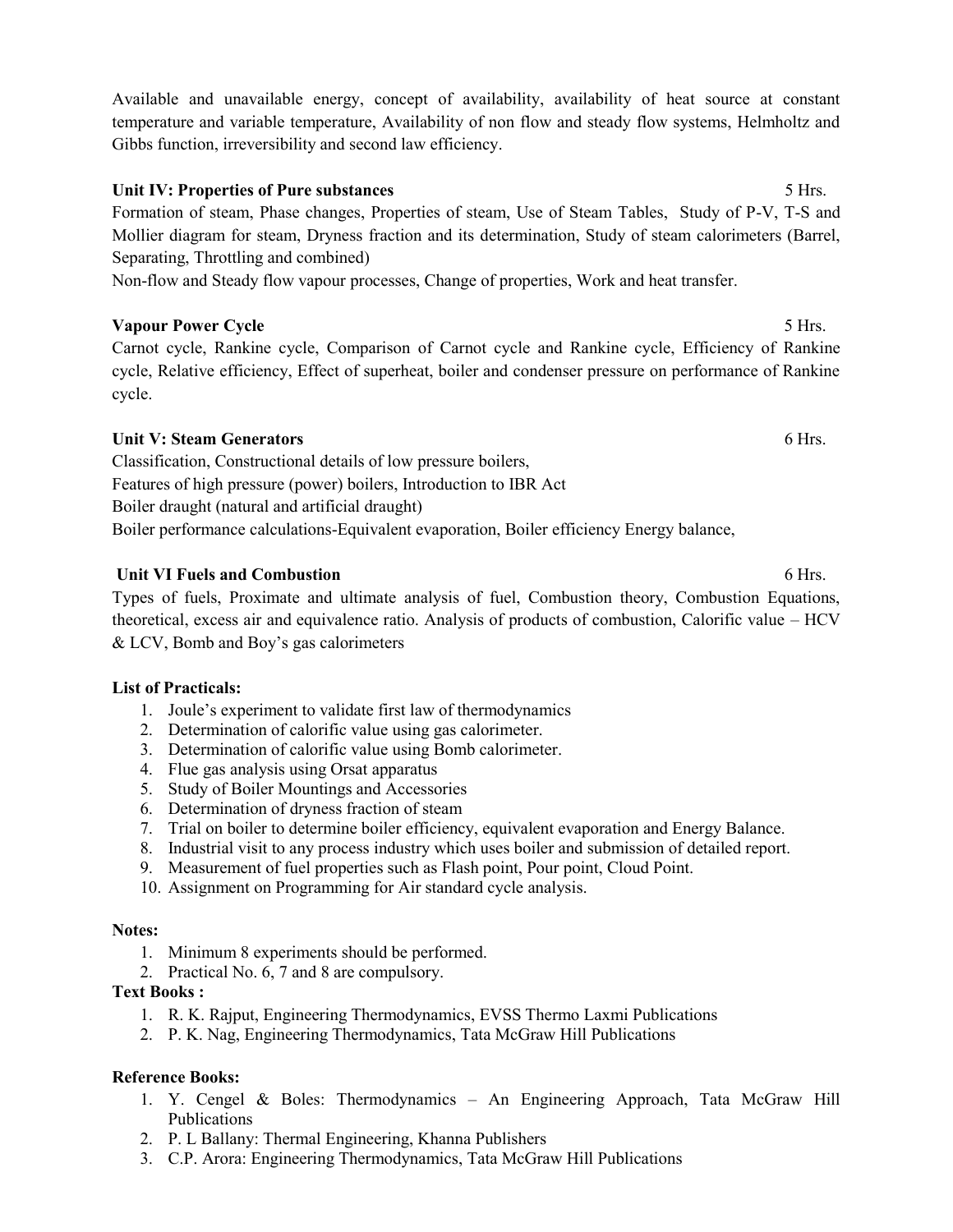Available and unavailable energy, concept of availability, availability of heat source at constant temperature and variable temperature, Availability of non flow and steady flow systems, Helmholtz and Gibbs function, irreversibility and second law efficiency.

**Unit IV: Properties of Pure substances** 5 Hrs.

Formation of steam, Phase changes, Properties of steam, Use of Steam Tables, Study of P-V, T-S and Mollier diagram for steam, Dryness fraction and its determination, Study of steam calorimeters (Barrel, Separating, Throttling and combined)

Non-flow and Steady flow vapour processes, Change of properties, Work and heat transfer.

**Vapour Power Cycle** 5 Hrs.

Carnot cycle, Rankine cycle, Comparison of Carnot cycle and Rankine cycle, Efficiency of Rankine cycle, Relative efficiency, Effect of superheat, boiler and condenser pressure on performance of Rankine cycle.

**Unit V: Steam Generators** 6 Hrs.

Classification, Constructional details of low pressure boilers,

Features of high pressure (power) boilers, Introduction to IBR Act

Boiler draught (natural and artificial draught)

Boiler performance calculations-Equivalent evaporation, Boiler efficiency Energy balance,

**Unit VI Fuels and Combustion** 6 Hrs.

Types of fuels, Proximate and ultimate analysis of fuel, Combustion theory, Combustion Equations, theoretical, excess air and equivalence ratio. Analysis of products of combustion, Calorific value – HCV & LCV, Bomb and Boy's gas calorimeters

**List of Practicals:**

1. Joule's experiment to validate first law of thermodynamics
2. Determination of calorific value using gas calorimeter.
3. Determination of calorific value using Bomb calorimeter.
4. Flue gas analysis using Orsat apparatus
5. Study of Boiler Mountings and Accessories
6. Determination of dryness fraction of steam
7. Trial on boiler to determine boiler efficiency, equivalent evaporation and Energy Balance.
8. Industrial visit to any process industry which uses boiler and submission of detailed report.
9. Measurement of fuel properties such as Flash point, Pour point, Cloud Point.
10. Assignment on Programming for Air standard cycle analysis.

**Notes:**

1. Minimum 8 experiments should be performed.
2. Practical No. 6, 7 and 8 are compulsory.

**Text Books :**

1. R. K. Rajput, Engineering Thermodynamics, EVSS Thermo Laxmi Publications
2. P. K. Nag, Engineering Thermodynamics, Tata McGraw Hill Publications

**Reference Books:**

1. Y. Cengel & Boles: Thermodynamics – An Engineering Approach, Tata McGraw Hill Publications
2. P. L Ballany: Thermal Engineering, Khanna Publishers
3. C.P. Arora: Engineering Thermodynamics, Tata McGraw Hill Publications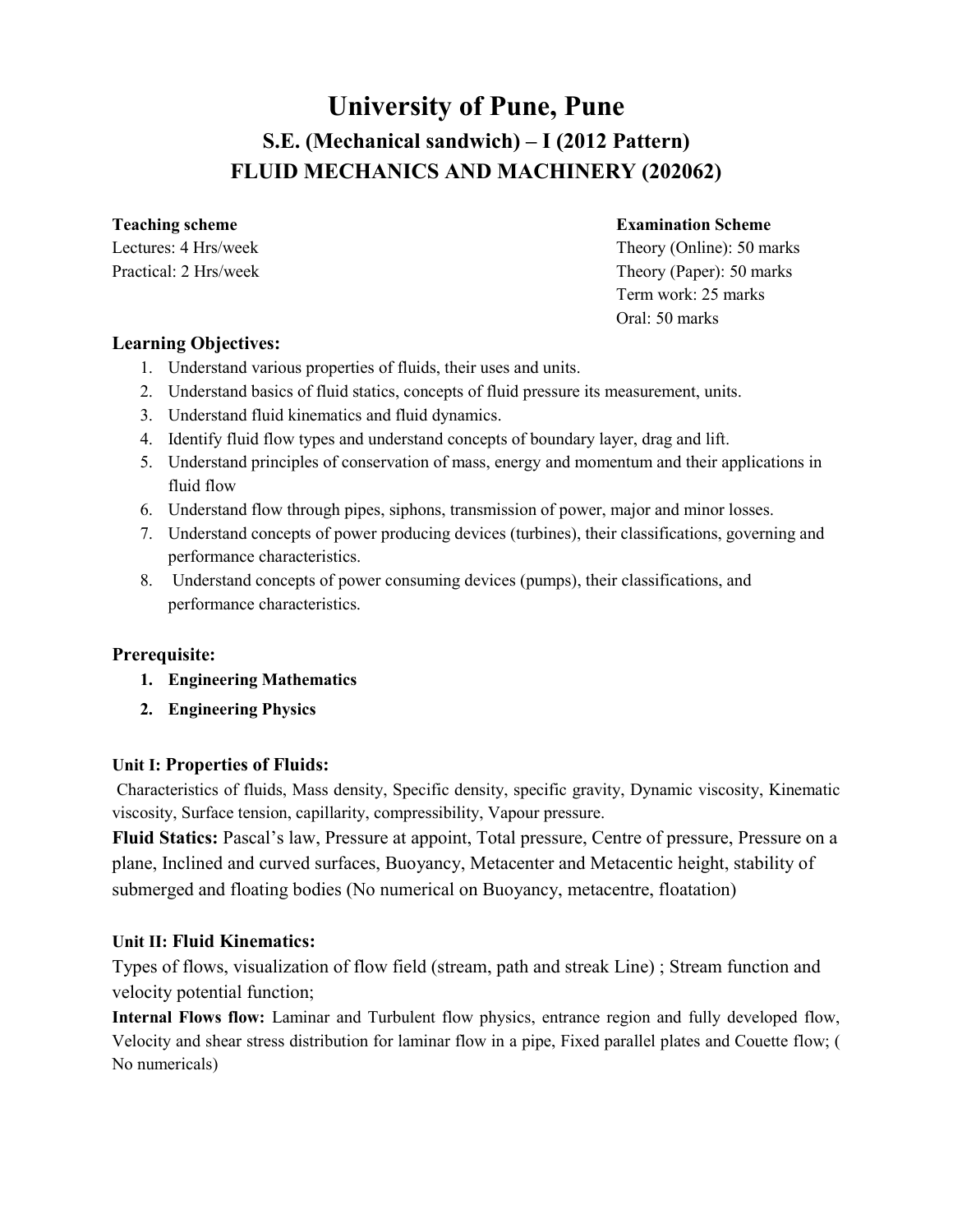# University of Pune, Pune

## S.E. (Mechanical sandwich) – I (2012 Pattern)

## FLUID MECHANICS AND MACHINERY (202062)

**Teaching scheme**

Lectures: 4 Hrs/week

Practical: 2 Hrs/week

**Examination Scheme**

Theory (Online): 50 marks

Theory (Paper): 50 marks

Term work: 25 marks

Oral: 50 marks

### Learning Objectives:

1. Understand various properties of fluids, their uses and units.
2. Understand basics of fluid statics, concepts of fluid pressure its measurement, units.
3. Understand fluid kinematics and fluid dynamics.
4. Identify fluid flow types and understand concepts of boundary layer, drag and lift.
5. Understand principles of conservation of mass, energy and momentum and their applications in fluid flow
6. Understand flow through pipes, siphons, transmission of power, major and minor losses.
7. Understand concepts of power producing devices (turbines), their classifications, governing and performance characteristics.
8. Understand concepts of power consuming devices (pumps), their classifications, and performance characteristics.

### Prerequisite:

1. **Engineering Mathematics**
2. **Engineering Physics**

#### Unit I: Properties of Fluids:

Characteristics of fluids, Mass density, Specific density, specific gravity, Dynamic viscosity, Kinematic viscosity, Surface tension, capillarity, compressibility, Vapour pressure.

**Fluid Statics:** Pascal's law, Pressure at appoint, Total pressure, Centre of pressure, Pressure on a plane, Inclined and curved surfaces, Buoyancy, Metacenter and Metacentic height, stability of submerged and floating bodies (No numerical on Buoyancy, metacentre, floatation)

#### Unit II: Fluid Kinematics:

Types of flows, visualization of flow field (stream, path and streak Line) ; Stream function and velocity potential function;

**Internal Flows flow:** Laminar and Turbulent flow physics, entrance region and fully developed flow, Velocity and shear stress distribution for laminar flow in a pipe, Fixed parallel plates and Couette flow; ( No numericals)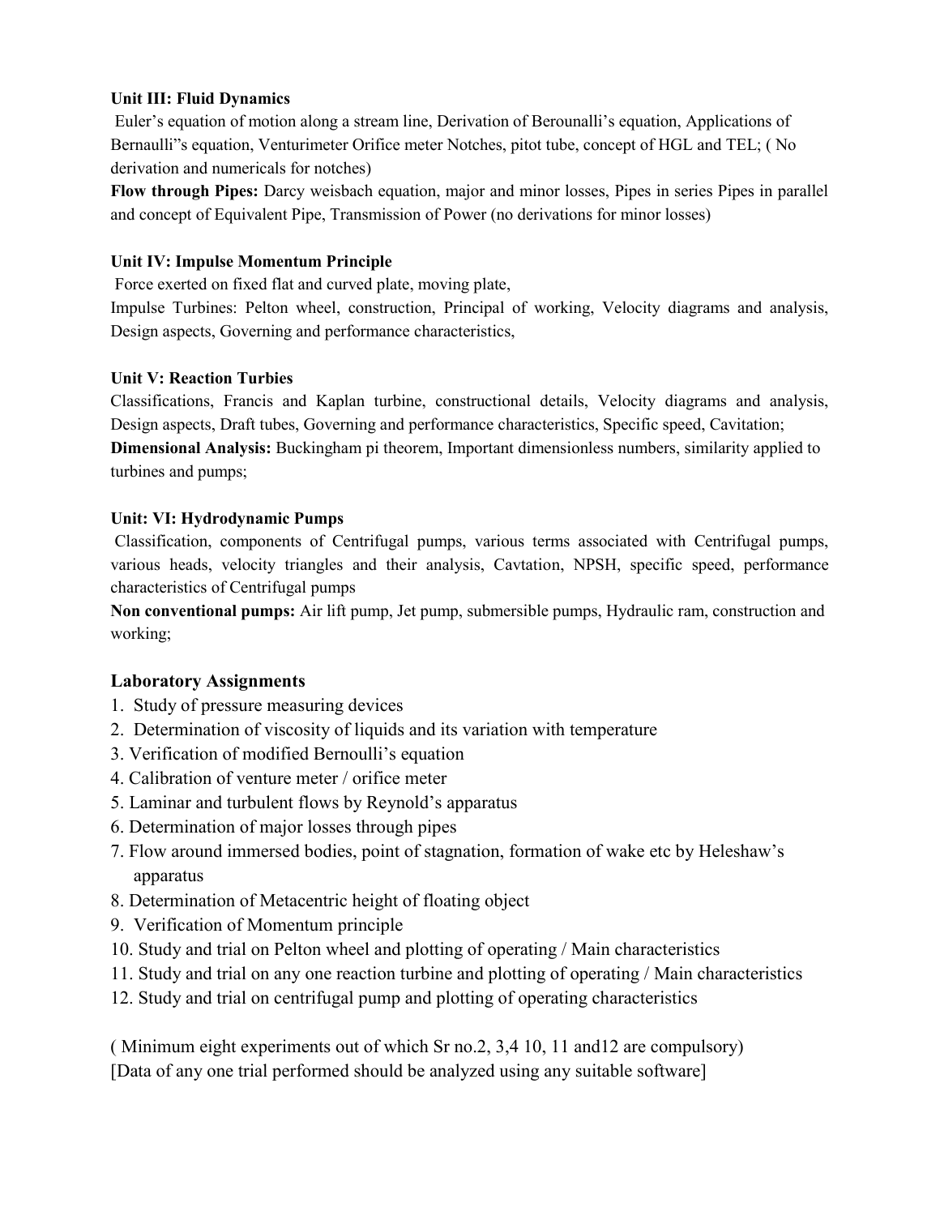**Unit III: Fluid Dynamics**

Euler's equation of motion along a stream line, Derivation of Berounalli's equation, Applications of Bernaulli"s equation, Venturimeter Orifice meter Notches, pitot tube, concept of HGL and TEL; ( No derivation and numericals for notches)

**Flow through Pipes:** Darcy weisbach equation, major and minor losses, Pipes in series Pipes in parallel and concept of Equivalent Pipe, Transmission of Power (no derivations for minor losses)

**Unit IV: Impulse Momentum Principle**

Force exerted on fixed flat and curved plate, moving plate,

Impulse Turbines: Pelton wheel, construction, Principal of working, Velocity diagrams and analysis, Design aspects, Governing and performance characteristics,

**Unit V: Reaction Turbies**

Classifications, Francis and Kaplan turbine, constructional details, Velocity diagrams and analysis, Design aspects, Draft tubes, Governing and performance characteristics, Specific speed, Cavitation;

**Dimensional Analysis:** Buckingham pi theorem, Important dimensionless numbers, similarity applied to turbines and pumps;

**Unit: VI: Hydrodynamic Pumps**

Classification, components of Centrifugal pumps, various terms associated with Centrifugal pumps, various heads, velocity triangles and their analysis, Cavtation, NPSH, specific speed, performance characteristics of Centrifugal pumps

**Non conventional pumps:** Air lift pump, Jet pump, submersible pumps, Hydraulic ram, construction and working;

## Laboratory Assignments

1. Study of pressure measuring devices
2. Determination of viscosity of liquids and its variation with temperature
3. Verification of modified Bernoulli's equation
4. Calibration of venture meter / orifice meter
5. Laminar and turbulent flows by Reynold's apparatus
6. Determination of major losses through pipes
7. Flow around immersed bodies, point of stagnation, formation of wake etc by Heleshaw's apparatus
8. Determination of Metacentric height of floating object
9. Verification of Momentum principle
10. Study and trial on Pelton wheel and plotting of operating / Main characteristics
11. Study and trial on any one reaction turbine and plotting of operating / Main characteristics
12. Study and trial on centrifugal pump and plotting of operating characteristics

( Minimum eight experiments out of which Sr no.2, 3,4 10, 11 and12 are compulsory)

[Data of any one trial performed should be analyzed using any suitable software]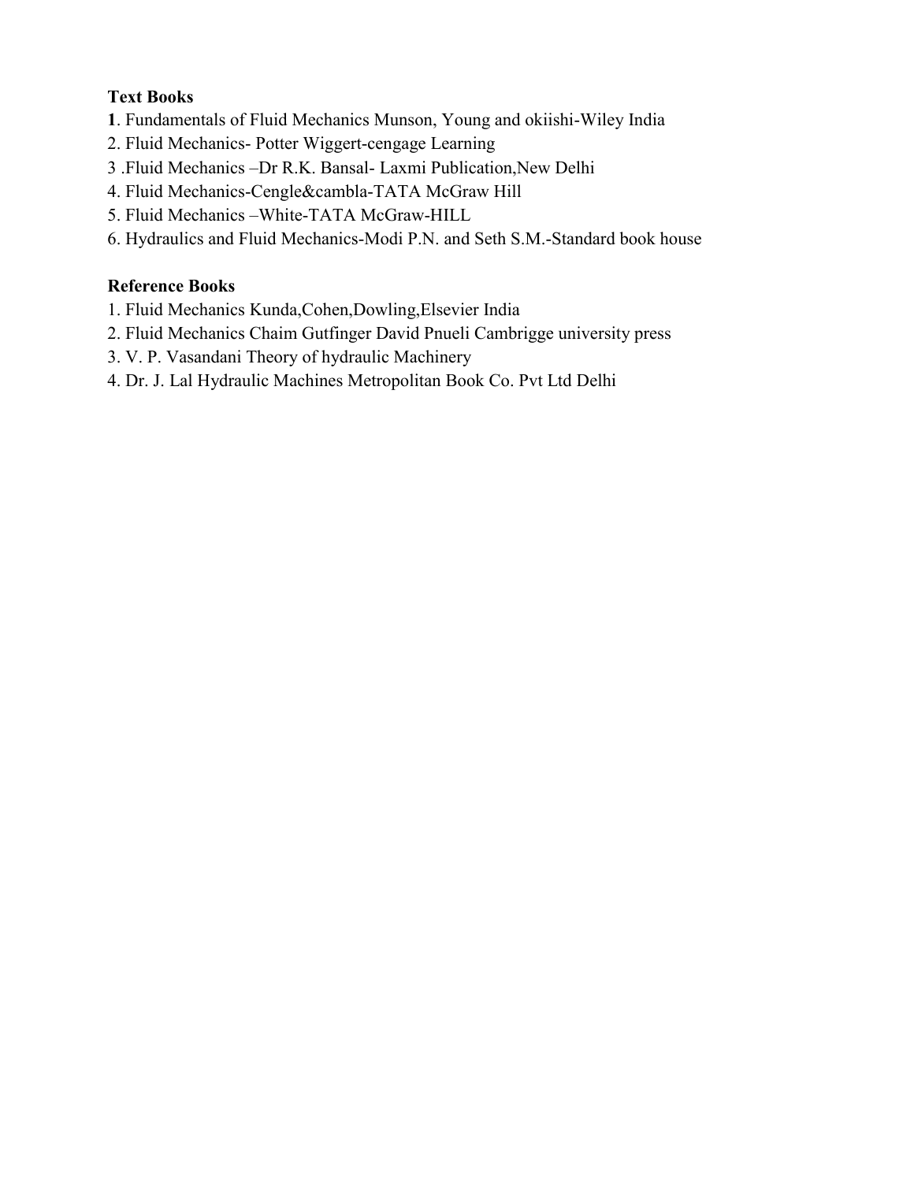**Text Books**

**1**. Fundamentals of Fluid Mechanics Munson, Young and okiishi-Wiley India
2. Fluid Mechanics- Potter Wiggert-cengage Learning
3 .Fluid Mechanics –Dr R.K. Bansal- Laxmi Publication,New Delhi
4. Fluid Mechanics-Cengle&cambla-TATA McGraw Hill
5. Fluid Mechanics –White-TATA McGraw-HILL
6. Hydraulics and Fluid Mechanics-Modi P.N. and Seth S.M.-Standard book house

**Reference Books**

1. Fluid Mechanics Kunda,Cohen,Dowling,Elsevier India
2. Fluid Mechanics Chaim Gutfinger David Pnueli Cambrigge university press
3. V. P. Vasandani Theory of hydraulic Machinery
4. Dr. J. Lal Hydraulic Machines Metropolitan Book Co. Pvt Ltd Delhi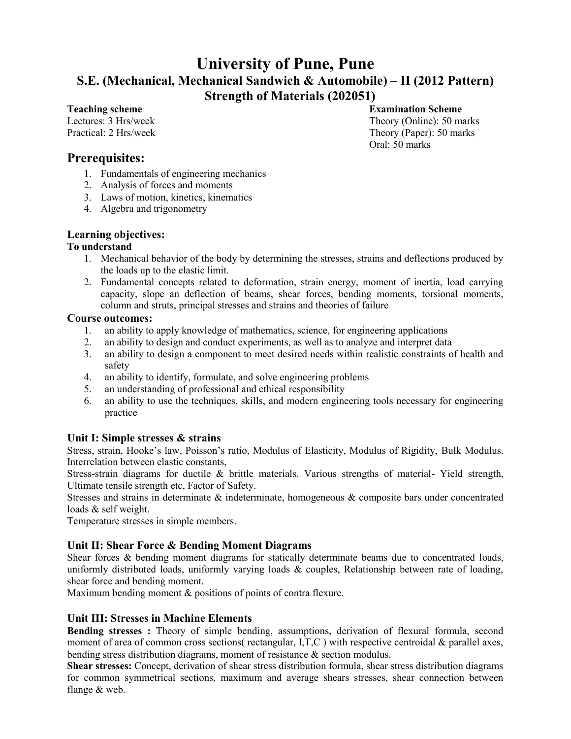# University of Pune, Pune

## S.E. (Mechanical, Mechanical Sandwich & Automobile) – II (2012 Pattern)

## Strength of Materials (202051)

**Teaching scheme**
Lectures: 3 Hrs/week
Practical: 2 Hrs/week

**Examination Scheme**
Theory (Online): 50 marks
Theory (Paper): 50 marks
Oral: 50 marks

## Prerequisites:

1. Fundamentals of engineering mechanics
2. Analysis of forces and moments
3. Laws of motion, kinetics, kinematics
4. Algebra and trigonometry

### Learning objectives:

**To understand**

1. Mechanical behavior of the body by determining the stresses, strains and deflections produced by the loads up to the elastic limit.
2. Fundamental concepts related to deformation, strain energy, moment of inertia, load carrying capacity, slope an deflection of beams, shear forces, bending moments, torsional moments, column and struts, principal stresses and strains and theories of failure

### Course outcomes:

1. an ability to apply knowledge of mathematics, science, for engineering applications
2. an ability to design and conduct experiments, as well as to analyze and interpret data
3. an ability to design a component to meet desired needs within realistic constraints of health and safety
4. an ability to identify, formulate, and solve engineering problems
5. an understanding of professional and ethical responsibility
6. an ability to use the techniques, skills, and modern engineering tools necessary for engineering practice

### Unit I: Simple stresses & strains

Stress, strain, Hooke's law, Poisson's ratio, Modulus of Elasticity, Modulus of Rigidity, Bulk Modulus. Interrelation between elastic constants,

Stress-strain diagrams for ductile & brittle materials. Various strengths of material- Yield strength, Ultimate tensile strength etc, Factor of Safety.

Stresses and strains in determinate & indeterminate, homogeneous & composite bars under concentrated loads & self weight.

Temperature stresses in simple members.

### Unit II: Shear Force & Bending Moment Diagrams

Shear forces & bending moment diagrams for statically determinate beams due to concentrated loads, uniformly distributed loads, uniformly varying loads & couples, Relationship between rate of loading, shear force and bending moment.

Maximum bending moment & positions of points of contra flexure.

### Unit III: Stresses in Machine Elements

**Bending stresses :** Theory of simple bending, assumptions, derivation of flexural formula, second moment of area of common cross sections( rectangular, I,T,C ) with respective centroidal & parallel axes, bending stress distribution diagrams, moment of resistance & section modulus.

**Shear stresses:** Concept, derivation of shear stress distribution formula, shear stress distribution diagrams for common symmetrical sections, maximum and average shears stresses, shear connection between flange & web.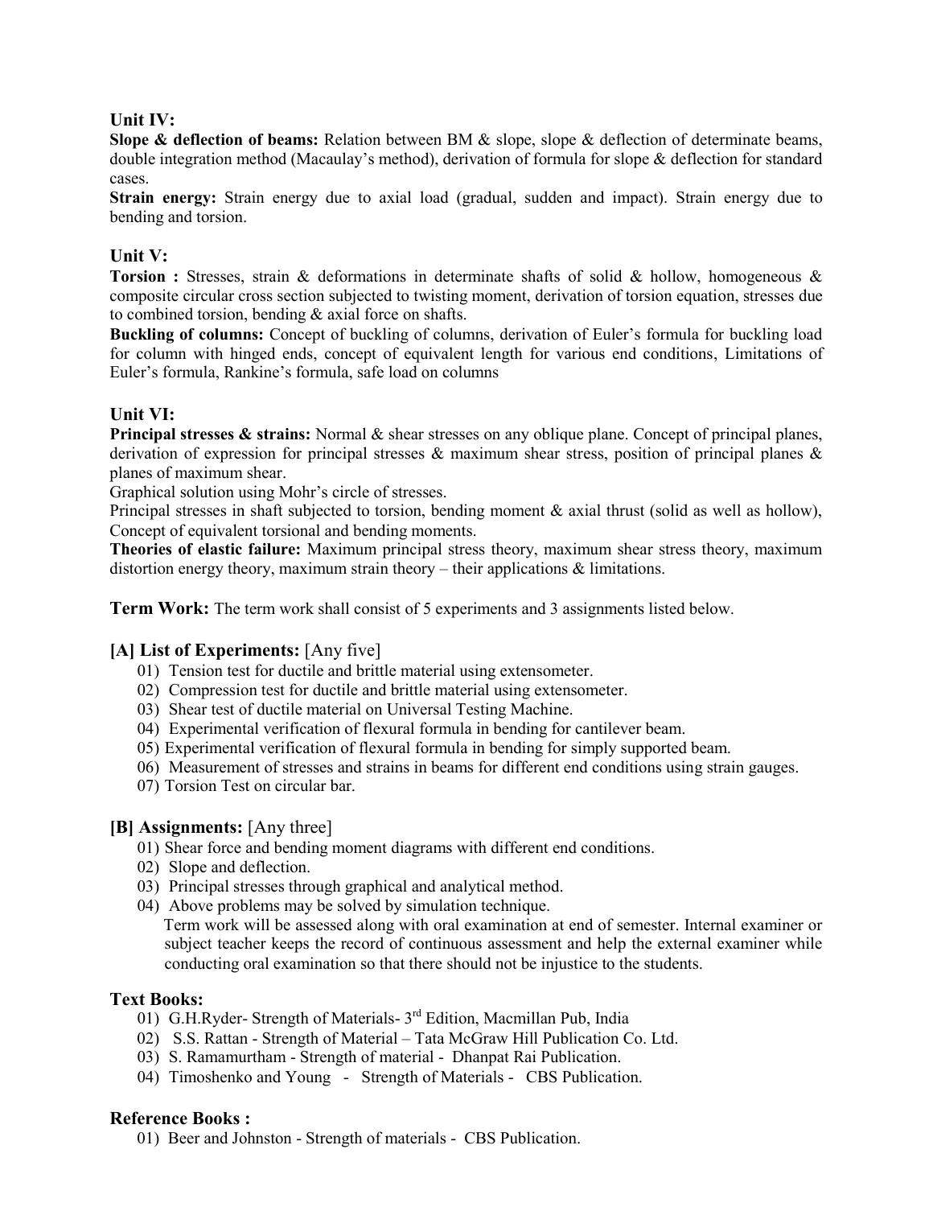### Unit IV:

**Slope & deflection of beams:** Relation between BM & slope, slope & deflection of determinate beams, double integration method (Macaulay's method), derivation of formula for slope & deflection for standard cases.

**Strain energy:** Strain energy due to axial load (gradual, sudden and impact). Strain energy due to bending and torsion.

### Unit V:

**Torsion :** Stresses, strain & deformations in determinate shafts of solid & hollow, homogeneous & composite circular cross section subjected to twisting moment, derivation of torsion equation, stresses due to combined torsion, bending & axial force on shafts.

**Buckling of columns:** Concept of buckling of columns, derivation of Euler's formula for buckling load for column with hinged ends, concept of equivalent length for various end conditions, Limitations of Euler's formula, Rankine's formula, safe load on columns

### Unit VI:

**Principal stresses & strains:** Normal & shear stresses on any oblique plane. Concept of principal planes, derivation of expression for principal stresses & maximum shear stress, position of principal planes & planes of maximum shear.

Graphical solution using Mohr's circle of stresses.

Principal stresses in shaft subjected to torsion, bending moment & axial thrust (solid as well as hollow), Concept of equivalent torsional and bending moments.

**Theories of elastic failure:** Maximum principal stress theory, maximum shear stress theory, maximum distortion energy theory, maximum strain theory – their applications & limitations.

**Term Work:** The term work shall consist of 5 experiments and 3 assignments listed below.

### [A] List of Experiments: [Any five]

01) Tension test for ductile and brittle material using extensometer.
02) Compression test for ductile and brittle material using extensometer.
03) Shear test of ductile material on Universal Testing Machine.
04) Experimental verification of flexural formula in bending for cantilever beam.
05) Experimental verification of flexural formula in bending for simply supported beam.
06) Measurement of stresses and strains in beams for different end conditions using strain gauges.
07) Torsion Test on circular bar.

### [B] Assignments: [Any three]

01) Shear force and bending moment diagrams with different end conditions.
02) Slope and deflection.
03) Principal stresses through graphical and analytical method.
04) Above problems may be solved by simulation technique.

Term work will be assessed along with oral examination at end of semester. Internal examiner or subject teacher keeps the record of continuous assessment and help the external examiner while conducting oral examination so that there should not be injustice to the students.

### Text Books:

01) G.H.Ryder- Strength of Materials- 3rd Edition, Macmillan Pub, India
02) S.S. Rattan - Strength of Material – Tata McGraw Hill Publication Co. Ltd.
03) S. Ramamurtham - Strength of material - Dhanpat Rai Publication.
04) Timoshenko and Young - Strength of Materials - CBS Publication.

### Reference Books :

01) Beer and Johnston - Strength of materials - CBS Publication.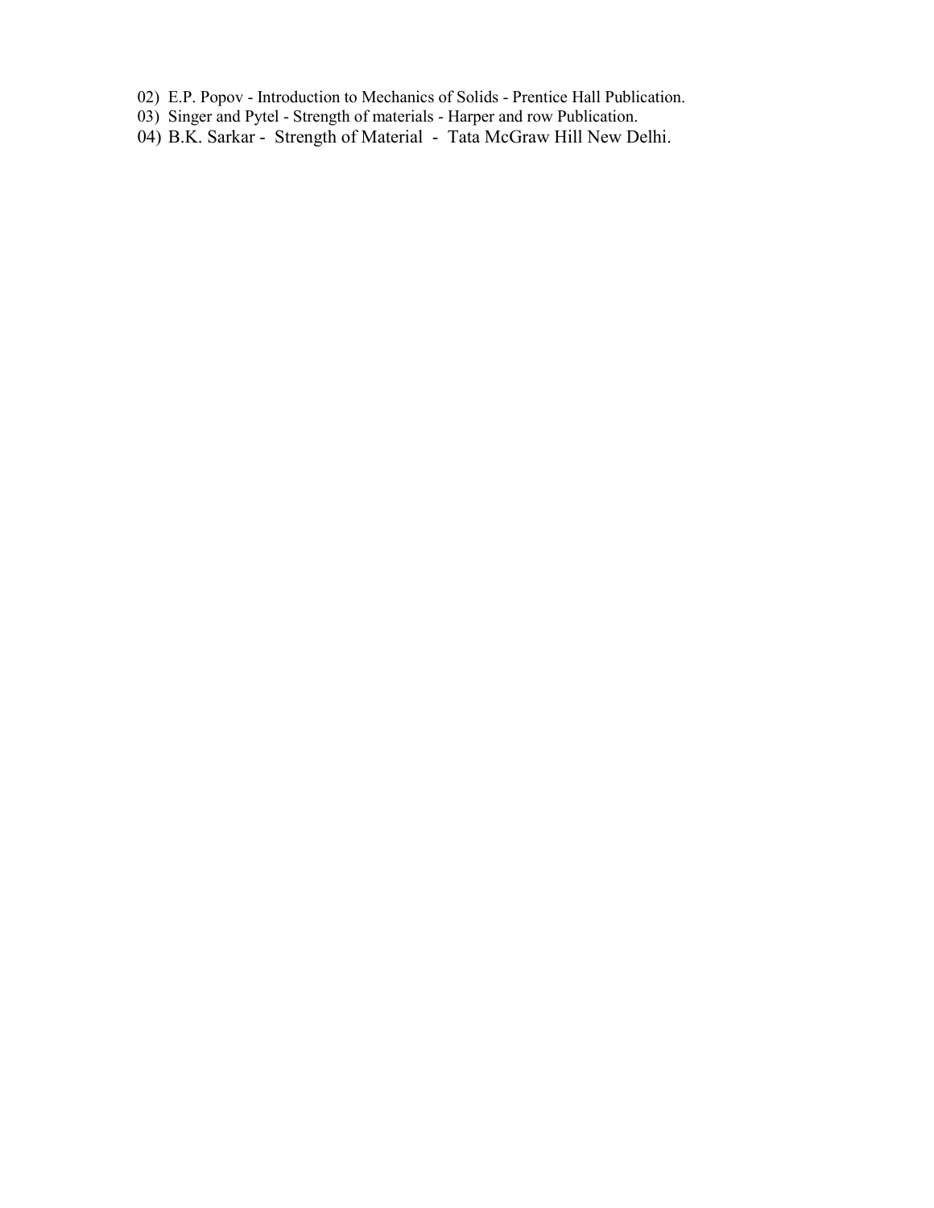02) E.P. Popov - Introduction to Mechanics of Solids - Prentice Hall Publication.
03) Singer and Pytel - Strength of materials - Harper and row Publication.
04) B.K. Sarkar - Strength of Material - Tata McGraw Hill New Delhi.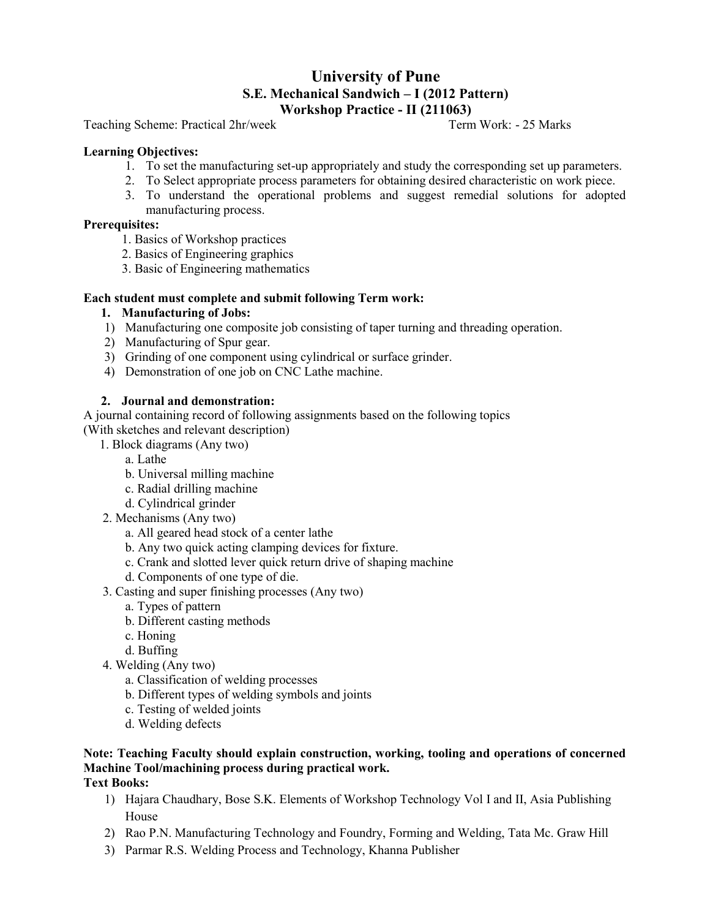# University of Pune

## S.E. Mechanical Sandwich – I (2012 Pattern)

## Workshop Practice - II (211063)

Teaching Scheme: Practical 2hr/week Term Work: - 25 Marks

**Learning Objectives:**

1. To set the manufacturing set-up appropriately and study the corresponding set up parameters.
2. To Select appropriate process parameters for obtaining desired characteristic on work piece.
3. To understand the operational problems and suggest remedial solutions for adopted manufacturing process.

**Prerequisites:**

1. Basics of Workshop practices
2. Basics of Engineering graphics
3. Basic of Engineering mathematics

**Each student must complete and submit following Term work:**

**1. Manufacturing of Jobs:**

1) Manufacturing one composite job consisting of taper turning and threading operation.
2) Manufacturing of Spur gear.
3) Grinding of one component using cylindrical or surface grinder.
4) Demonstration of one job on CNC Lathe machine.

**2. Journal and demonstration:**

A journal containing record of following assignments based on the following topics (With sketches and relevant description)

1. Block diagrams (Any two)
   - a. Lathe
   - b. Universal milling machine
   - c. Radial drilling machine
   - d. Cylindrical grinder
2. Mechanisms (Any two)
   - a. All geared head stock of a center lathe
   - b. Any two quick acting clamping devices for fixture.
   - c. Crank and slotted lever quick return drive of shaping machine
   - d. Components of one type of die.
3. Casting and super finishing processes (Any two)
   - a. Types of pattern
   - b. Different casting methods
   - c. Honing
   - d. Buffing
4. Welding (Any two)
   - a. Classification of welding processes
   - b. Different types of welding symbols and joints
   - c. Testing of welded joints
   - d. Welding defects

**Note: Teaching Faculty should explain construction, working, tooling and operations of concerned Machine Tool/machining process during practical work.**

**Text Books:**

1) Hajara Chaudhary, Bose S.K. Elements of Workshop Technology Vol I and II, Asia Publishing House
2) Rao P.N. Manufacturing Technology and Foundry, Forming and Welding, Tata Mc. Graw Hill
3) Parmar R.S. Welding Process and Technology, Khanna Publisher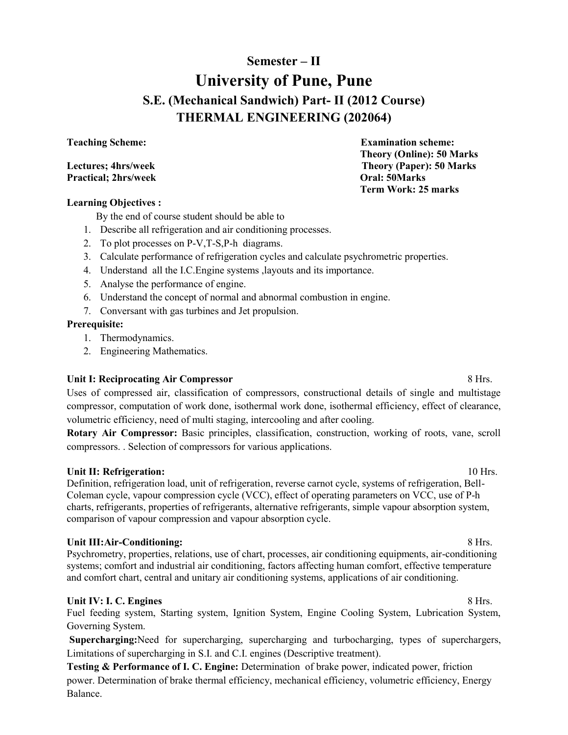# Semester – II

# University of Pune, Pune

## S.E. (Mechanical Sandwich) Part- II (2012 Course)

## THERMAL ENGINEERING (202064)

| **Teaching Scheme:** | **Examination scheme:** |
|---|---|
| | **Theory (Online): 50 Marks** |
| **Lectures; 4hrs/week** | **Theory (Paper): 50 Marks** |
| **Practical; 2hrs/week** | **Oral: 50Marks** |
| | **Term Work: 25 marks** |

**Learning Objectives :**

By the end of course student should be able to

1. Describe all refrigeration and air conditioning processes.
2. To plot processes on P-V,T-S,P-h diagrams.
3. Calculate performance of refrigeration cycles and calculate psychrometric properties.
4. Understand all the I.C.Engine systems ,layouts and its importance.
5. Analyse the performance of engine.
6. Understand the concept of normal and abnormal combustion in engine.
7. Conversant with gas turbines and Jet propulsion.

**Prerequisite:**

1. Thermodynamics.
2. Engineering Mathematics.

**Unit I: Reciprocating Air Compressor** 8 Hrs.

Uses of compressed air, classification of compressors, constructional details of single and multistage compressor, computation of work done, isothermal work done, isothermal efficiency, effect of clearance, volumetric efficiency, need of multi staging, intercooling and after cooling.

**Rotary Air Compressor:** Basic principles, classification, construction, working of roots, vane, scroll compressors. . Selection of compressors for various applications.

**Unit II: Refrigeration:** 10 Hrs.

Definition, refrigeration load, unit of refrigeration, reverse carnot cycle, systems of refrigeration, Bell-Coleman cycle, vapour compression cycle (VCC), effect of operating parameters on VCC, use of P-h charts, refrigerants, properties of refrigerants, alternative refrigerants, simple vapour absorption system, comparison of vapour compression and vapour absorption cycle.

**Unit III:Air-Conditioning:** 8 Hrs.

Psychrometry, properties, relations, use of chart, processes, air conditioning equipments, air-conditioning systems; comfort and industrial air conditioning, factors affecting human comfort, effective temperature and comfort chart, central and unitary air conditioning systems, applications of air conditioning.

**Unit IV: I. C. Engines** 8 Hrs.

Fuel feeding system, Starting system, Ignition System, Engine Cooling System, Lubrication System, Governing System.

**Supercharging:**Need for supercharging, supercharging and turbocharging, types of superchargers, Limitations of supercharging in S.I. and C.I. engines (Descriptive treatment).

**Testing & Performance of I. C. Engine:** Determination of brake power, indicated power, friction power. Determination of brake thermal efficiency, mechanical efficiency, volumetric efficiency, Energy Balance.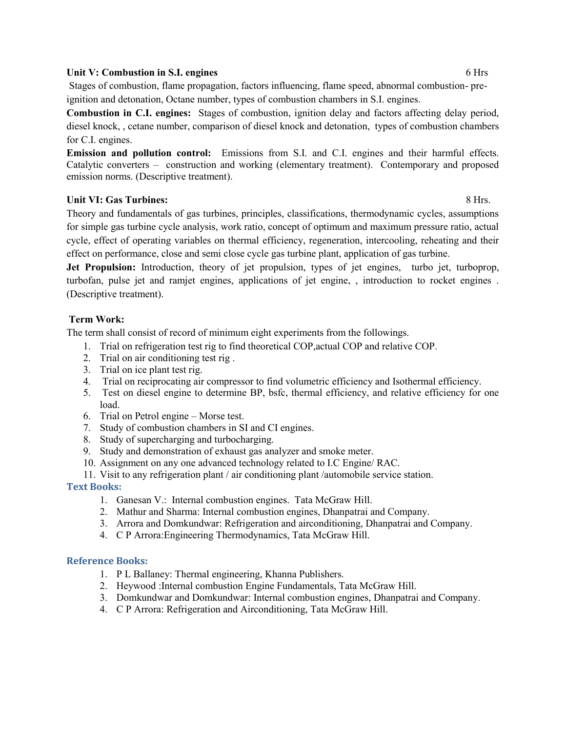**Unit V: Combustion in S.I. engines** 6 Hrs

Stages of combustion, flame propagation, factors influencing, flame speed, abnormal combustion- pre-ignition and detonation, Octane number, types of combustion chambers in S.I. engines.

**Combustion in C.I. engines:** Stages of combustion, ignition delay and factors affecting delay period, diesel knock, , cetane number, comparison of diesel knock and detonation, types of combustion chambers for C.I. engines.

**Emission and pollution control:** Emissions from S.I. and C.I. engines and their harmful effects. Catalytic converters – construction and working (elementary treatment). Contemporary and proposed emission norms. (Descriptive treatment).

**Unit VI: Gas Turbines:** 8 Hrs.

Theory and fundamentals of gas turbines, principles, classifications, thermodynamic cycles, assumptions for simple gas turbine cycle analysis, work ratio, concept of optimum and maximum pressure ratio, actual cycle, effect of operating variables on thermal efficiency, regeneration, intercooling, reheating and their effect on performance, close and semi close cycle gas turbine plant, application of gas turbine.

**Jet Propulsion:** Introduction, theory of jet propulsion, types of jet engines, turbo jet, turboprop, turbofan, pulse jet and ramjet engines, applications of jet engine, , introduction to rocket engines . (Descriptive treatment).

**Term Work:**

The term shall consist of record of minimum eight experiments from the followings.

1. Trial on refrigeration test rig to find theoretical COP,actual COP and relative COP.
2. Trial on air conditioning test rig .
3. Trial on ice plant test rig.
4. Trial on reciprocating air compressor to find volumetric efficiency and Isothermal efficiency.
5. Test on diesel engine to determine BP, bsfc, thermal efficiency, and relative efficiency for one load.
6. Trial on Petrol engine – Morse test.
7. Study of combustion chambers in SI and CI engines.
8. Study of supercharging and turbocharging.
9. Study and demonstration of exhaust gas analyzer and smoke meter.
10. Assignment on any one advanced technology related to I.C Engine/ RAC.
11. Visit to any refrigeration plant / air conditioning plant /automobile service station.

### Text Books:

1. Ganesan V.: Internal combustion engines. Tata McGraw Hill.
2. Mathur and Sharma: Internal combustion engines, Dhanpatrai and Company.
3. Arrora and Domkundwar: Refrigeration and airconditioning, Dhanpatrai and Company.
4. C P Arrora:Engineering Thermodynamics, Tata McGraw Hill.

### Reference Books:

1. P L Ballaney: Thermal engineering, Khanna Publishers.
2. Heywood :Internal combustion Engine Fundamentals, Tata McGraw Hill.
3. Domkundwar and Domkundwar: Internal combustion engines, Dhanpatrai and Company.
4. C P Arrora: Refrigeration and Airconditioning, Tata McGraw Hill.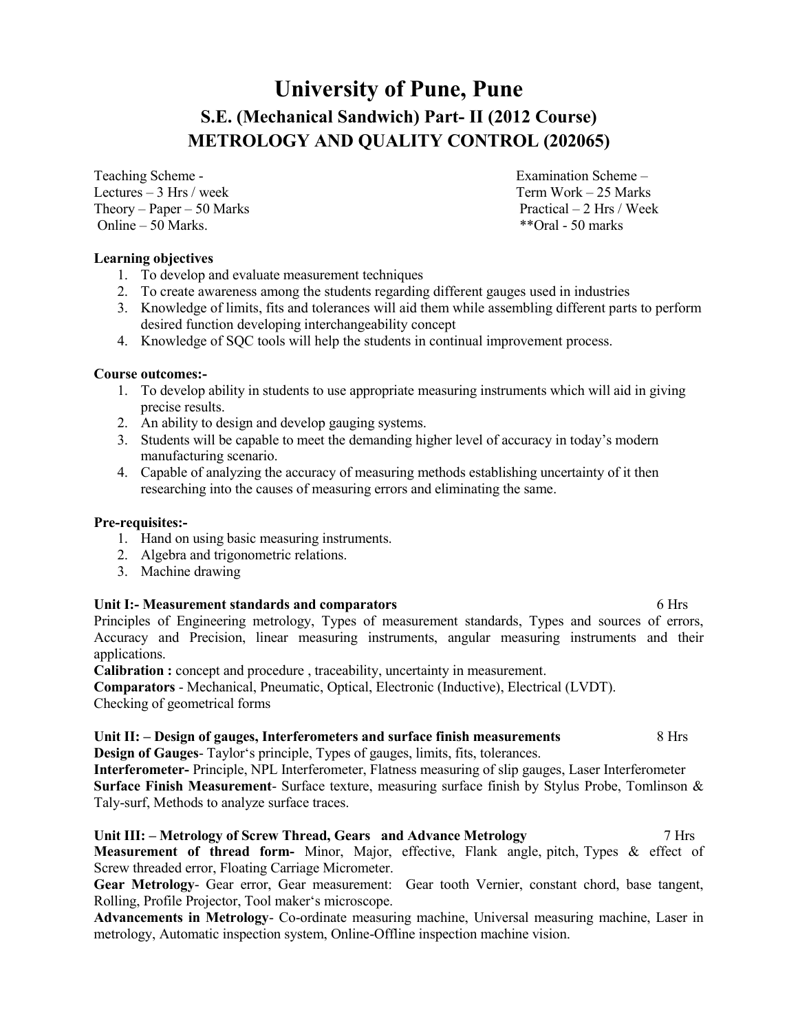# University of Pune, Pune

## S.E. (Mechanical Sandwich) Part- II (2012 Course)

## METROLOGY AND QUALITY CONTROL (202065)

| Teaching Scheme - | Examination Scheme – |
|---|---|
| Lectures – 3 Hrs / week | Term Work – 25 Marks |
| Theory – Paper – 50 Marks | Practical – 2 Hrs / Week |
| Online – 50 Marks. | **Oral - 50 marks |

**Learning objectives**

1. To develop and evaluate measurement techniques
2. To create awareness among the students regarding different gauges used in industries
3. Knowledge of limits, fits and tolerances will aid them while assembling different parts to perform desired function developing interchangeability concept
4. Knowledge of SQC tools will help the students in continual improvement process.

**Course outcomes:-**

1. To develop ability in students to use appropriate measuring instruments which will aid in giving precise results.
2. An ability to design and develop gauging systems.
3. Students will be capable to meet the demanding higher level of accuracy in today's modern manufacturing scenario.
4. Capable of analyzing the accuracy of measuring methods establishing uncertainty of it then researching into the causes of measuring errors and eliminating the same.

**Pre-requisites:-**

1. Hand on using basic measuring instruments.
2. Algebra and trigonometric relations.
3. Machine drawing

**Unit I:- Measurement standards and comparators** 6 Hrs

Principles of Engineering metrology, Types of measurement standards, Types and sources of errors, Accuracy and Precision, linear measuring instruments, angular measuring instruments and their applications.

**Calibration :** concept and procedure , traceability, uncertainty in measurement.

**Comparators** - Mechanical, Pneumatic, Optical, Electronic (Inductive), Electrical (LVDT).

Checking of geometrical forms

**Unit II: – Design of gauges, Interferometers and surface finish measurements** 8 Hrs

**Design of Gauges**- Taylor's principle, Types of gauges, limits, fits, tolerances.

**Interferometer-** Principle, NPL Interferometer, Flatness measuring of slip gauges, Laser Interferometer

**Surface Finish Measurement**- Surface texture, measuring surface finish by Stylus Probe, Tomlinson & Taly-surf, Methods to analyze surface traces.

**Unit III: – Metrology of Screw Thread, Gears and Advance Metrology** 7 Hrs

**Measurement of thread form-** Minor, Major, effective, Flank angle, pitch, Types & effect of Screw threaded error, Floating Carriage Micrometer.

**Gear Metrology**- Gear error, Gear measurement: Gear tooth Vernier, constant chord, base tangent, Rolling, Profile Projector, Tool maker's microscope.

**Advancements in Metrology**- Co-ordinate measuring machine, Universal measuring machine, Laser in metrology, Automatic inspection system, Online-Offline inspection machine vision.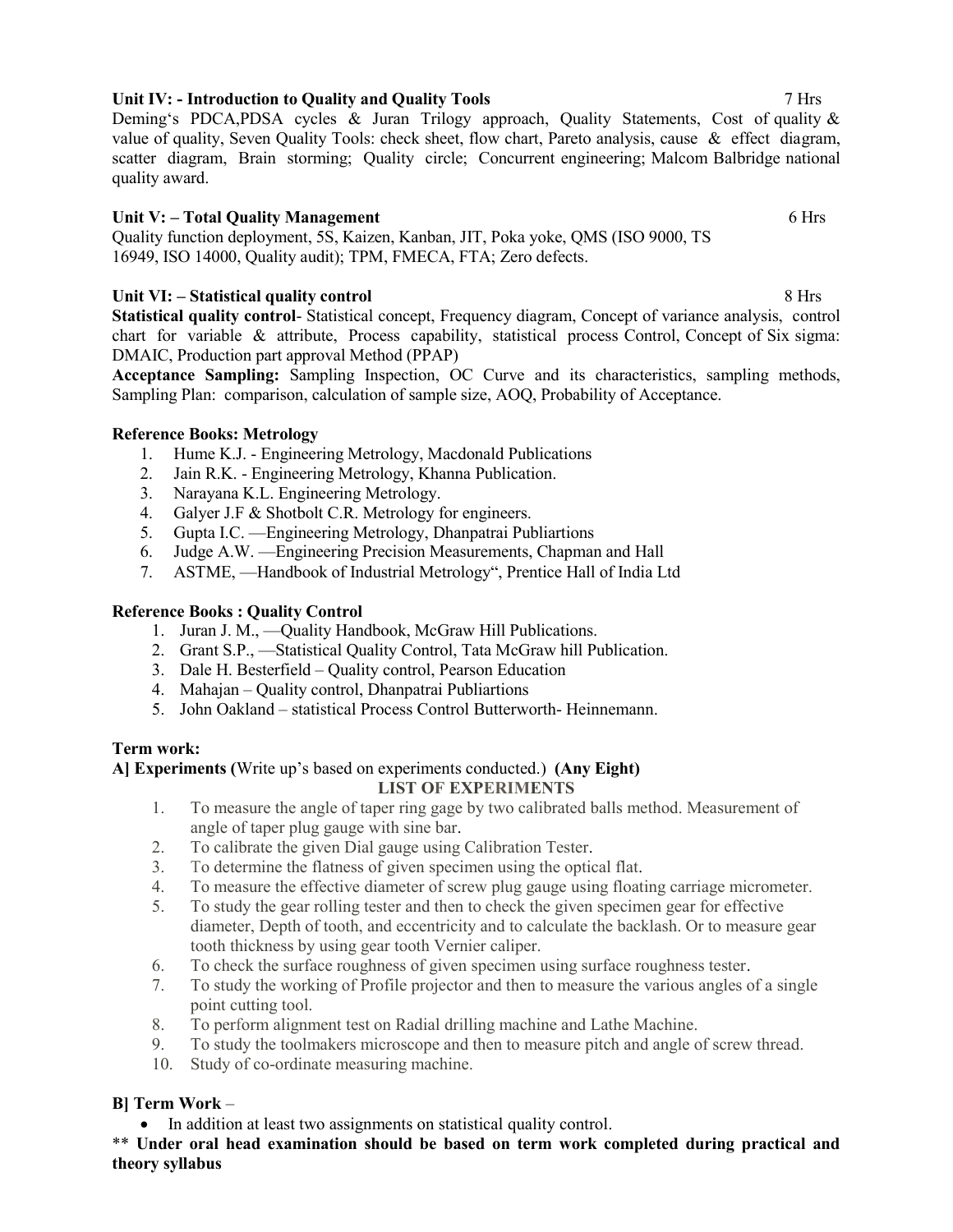**Unit IV: - Introduction to Quality and Quality Tools** 7 Hrs

Deming's PDCA,PDSA cycles & Juran Trilogy approach, Quality Statements, Cost of quality & value of quality, Seven Quality Tools: check sheet, flow chart, Pareto analysis, cause & effect diagram, scatter diagram, Brain storming; Quality circle; Concurrent engineering; Malcom Balbridge national quality award.

**Unit V: – Total Quality Management** 6 Hrs

Quality function deployment, 5S, Kaizen, Kanban, JIT, Poka yoke, QMS (ISO 9000, TS 16949, ISO 14000, Quality audit); TPM, FMECA, FTA; Zero defects.

**Unit VI: – Statistical quality control** 8 Hrs

**Statistical quality control**- Statistical concept, Frequency diagram, Concept of variance analysis, control chart for variable & attribute, Process capability, statistical process Control, Concept of Six sigma: DMAIC, Production part approval Method (PPAP)

**Acceptance Sampling:** Sampling Inspection, OC Curve and its characteristics, sampling methods, Sampling Plan: comparison, calculation of sample size, AOQ, Probability of Acceptance.

**Reference Books: Metrology**

1. Hume K.J. - Engineering Metrology, Macdonald Publications
2. Jain R.K. - Engineering Metrology, Khanna Publication.
3. Narayana K.L. Engineering Metrology.
4. Galyer J.F & Shotbolt C.R. Metrology for engineers.
5. Gupta I.C. —Engineering Metrology, Dhanpatrai Publiartions
6. Judge A.W. —Engineering Precision Measurements, Chapman and Hall
7. ASTME, —Handbook of Industrial Metrology", Prentice Hall of India Ltd

**Reference Books : Quality Control**

1. Juran J. M., —Quality Handbook, McGraw Hill Publications.
2. Grant S.P., —Statistical Quality Control, Tata McGraw hill Publication.
3. Dale H. Besterfield – Quality control, Pearson Education
4. Mahajan – Quality control, Dhanpatrai Publiartions
5. John Oakland – statistical Process Control Butterworth- Heinnemann.

**Term work:**

**A] Experiments (**Write up's based on experiments conducted.) **(Any Eight)**

**LIST OF EXPERIMENTS**

1. To measure the angle of taper ring gage by two calibrated balls method. Measurement of angle of taper plug gauge with sine bar.
2. To calibrate the given Dial gauge using Calibration Tester.
3. To determine the flatness of given specimen using the optical flat.
4. To measure the effective diameter of screw plug gauge using floating carriage micrometer.
5. To study the gear rolling tester and then to check the given specimen gear for effective diameter, Depth of tooth, and eccentricity and to calculate the backlash. Or to measure gear tooth thickness by using gear tooth Vernier caliper.
6. To check the surface roughness of given specimen using surface roughness tester.
7. To study the working of Profile projector and then to measure the various angles of a single point cutting tool.
8. To perform alignment test on Radial drilling machine and Lathe Machine.
9. To study the toolmakers microscope and then to measure pitch and angle of screw thread.
10. Study of co-ordinate measuring machine.

**B] Term Work** –

- In addition at least two assignments on statistical quality control.

** **Under oral head examination should be based on term work completed during practical and theory syllabus**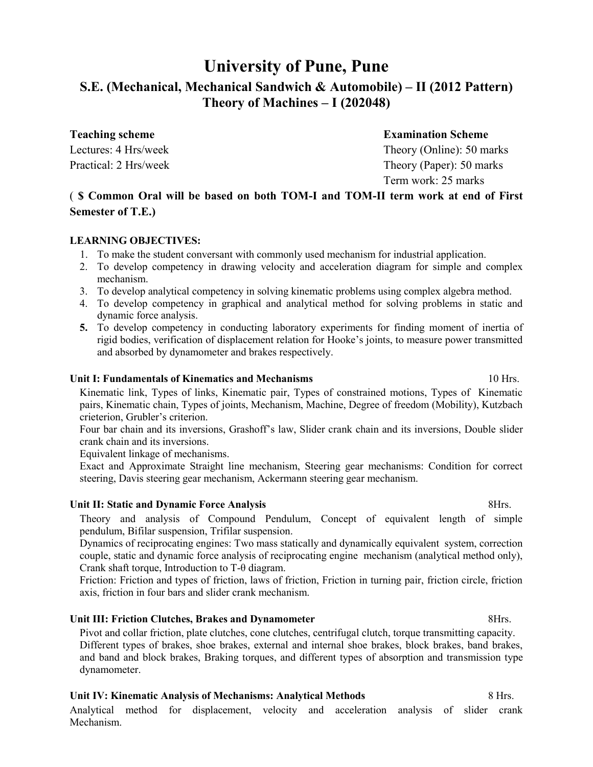# University of Pune, Pune

## S.E. (Mechanical, Mechanical Sandwich & Automobile) – II (2012 Pattern)
## Theory of Machines – I (202048)

| **Teaching scheme** | **Examination Scheme** |
|---|---|
| Lectures: 4 Hrs/week | Theory (Online): 50 marks |
| Practical: 2 Hrs/week | Theory (Paper): 50 marks |
| | Term work: 25 marks |

**( $ Common Oral will be based on both TOM-I and TOM-II term work at end of First Semester of T.E.)**

**LEARNING OBJECTIVES:**

1. To make the student conversant with commonly used mechanism for industrial application.
2. To develop competency in drawing velocity and acceleration diagram for simple and complex mechanism.
3. To develop analytical competency in solving kinematic problems using complex algebra method.
4. To develop competency in graphical and analytical method for solving problems in static and dynamic force analysis.
5. To develop competency in conducting laboratory experiments for finding moment of inertia of rigid bodies, verification of displacement relation for Hooke's joints, to measure power transmitted and absorbed by dynamometer and brakes respectively.

**Unit I: Fundamentals of Kinematics and Mechanisms** 10 Hrs.

Kinematic link, Types of links, Kinematic pair, Types of constrained motions, Types of Kinematic pairs, Kinematic chain, Types of joints, Mechanism, Machine, Degree of freedom (Mobility), Kutzbach crieterion, Grubler's criterion.

Four bar chain and its inversions, Grashoff's law, Slider crank chain and its inversions, Double slider crank chain and its inversions.

Equivalent linkage of mechanisms.

Exact and Approximate Straight line mechanism, Steering gear mechanisms: Condition for correct steering, Davis steering gear mechanism, Ackermann steering gear mechanism.

**Unit II: Static and Dynamic Force Analysis** 8Hrs.

Theory and analysis of Compound Pendulum, Concept of equivalent length of simple pendulum, Bifilar suspension, Trifilar suspension.

Dynamics of reciprocating engines: Two mass statically and dynamically equivalent system, correction couple, static and dynamic force analysis of reciprocating engine mechanism (analytical method only), Crank shaft torque, Introduction to T-θ diagram.

Friction: Friction and types of friction, laws of friction, Friction in turning pair, friction circle, friction axis, friction in four bars and slider crank mechanism.

**Unit III: Friction Clutches, Brakes and Dynamometer** 8Hrs.

Pivot and collar friction, plate clutches, cone clutches, centrifugal clutch, torque transmitting capacity.

Different types of brakes, shoe brakes, external and internal shoe brakes, block brakes, band brakes, and band and block brakes, Braking torques, and different types of absorption and transmission type dynamometer.

**Unit IV: Kinematic Analysis of Mechanisms: Analytical Methods** 8 Hrs.

Analytical method for displacement, velocity and acceleration analysis of slider crank Mechanism.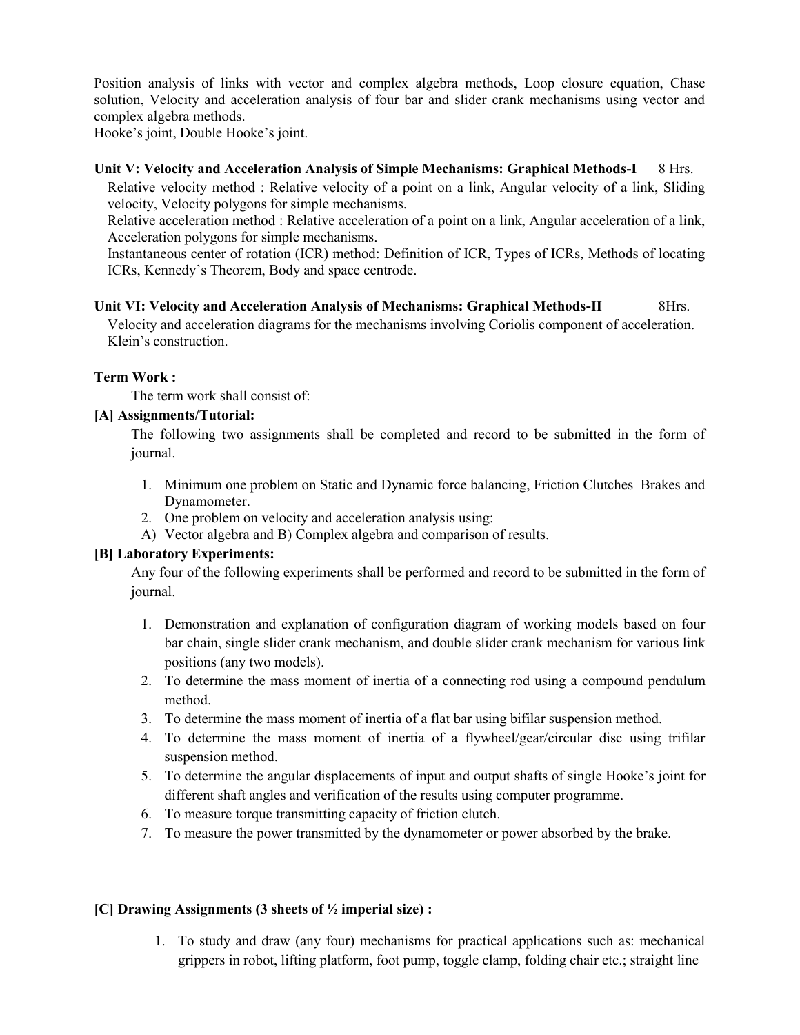Position analysis of links with vector and complex algebra methods, Loop closure equation, Chase solution, Velocity and acceleration analysis of four bar and slider crank mechanisms using vector and complex algebra methods.
Hooke's joint, Double Hooke's joint.

**Unit V: Velocity and Acceleration Analysis of Simple Mechanisms: Graphical Methods-I** 8 Hrs.

Relative velocity method : Relative velocity of a point on a link, Angular velocity of a link, Sliding velocity, Velocity polygons for simple mechanisms.
Relative acceleration method : Relative acceleration of a point on a link, Angular acceleration of a link, Acceleration polygons for simple mechanisms.
Instantaneous center of rotation (ICR) method: Definition of ICR, Types of ICRs, Methods of locating ICRs, Kennedy's Theorem, Body and space centrode.

**Unit VI: Velocity and Acceleration Analysis of Mechanisms: Graphical Methods-II** 8Hrs.

Velocity and acceleration diagrams for the mechanisms involving Coriolis component of acceleration. Klein's construction.

**Term Work :**

The term work shall consist of:

**[A] Assignments/Tutorial:**

The following two assignments shall be completed and record to be submitted in the form of journal.

1. Minimum one problem on Static and Dynamic force balancing, Friction Clutches Brakes and Dynamometer.
2. One problem on velocity and acceleration analysis using:

A) Vector algebra and B) Complex algebra and comparison of results.

**[B] Laboratory Experiments:**

Any four of the following experiments shall be performed and record to be submitted in the form of journal.

1. Demonstration and explanation of configuration diagram of working models based on four bar chain, single slider crank mechanism, and double slider crank mechanism for various link positions (any two models).
2. To determine the mass moment of inertia of a connecting rod using a compound pendulum method.
3. To determine the mass moment of inertia of a flat bar using bifilar suspension method.
4. To determine the mass moment of inertia of a flywheel/gear/circular disc using trifilar suspension method.
5. To determine the angular displacements of input and output shafts of single Hooke's joint for different shaft angles and verification of the results using computer programme.
6. To measure torque transmitting capacity of friction clutch.
7. To measure the power transmitted by the dynamometer or power absorbed by the brake.

**[C] Drawing Assignments (3 sheets of ½ imperial size) :**

1. To study and draw (any four) mechanisms for practical applications such as: mechanical grippers in robot, lifting platform, foot pump, toggle clamp, folding chair etc.; straight line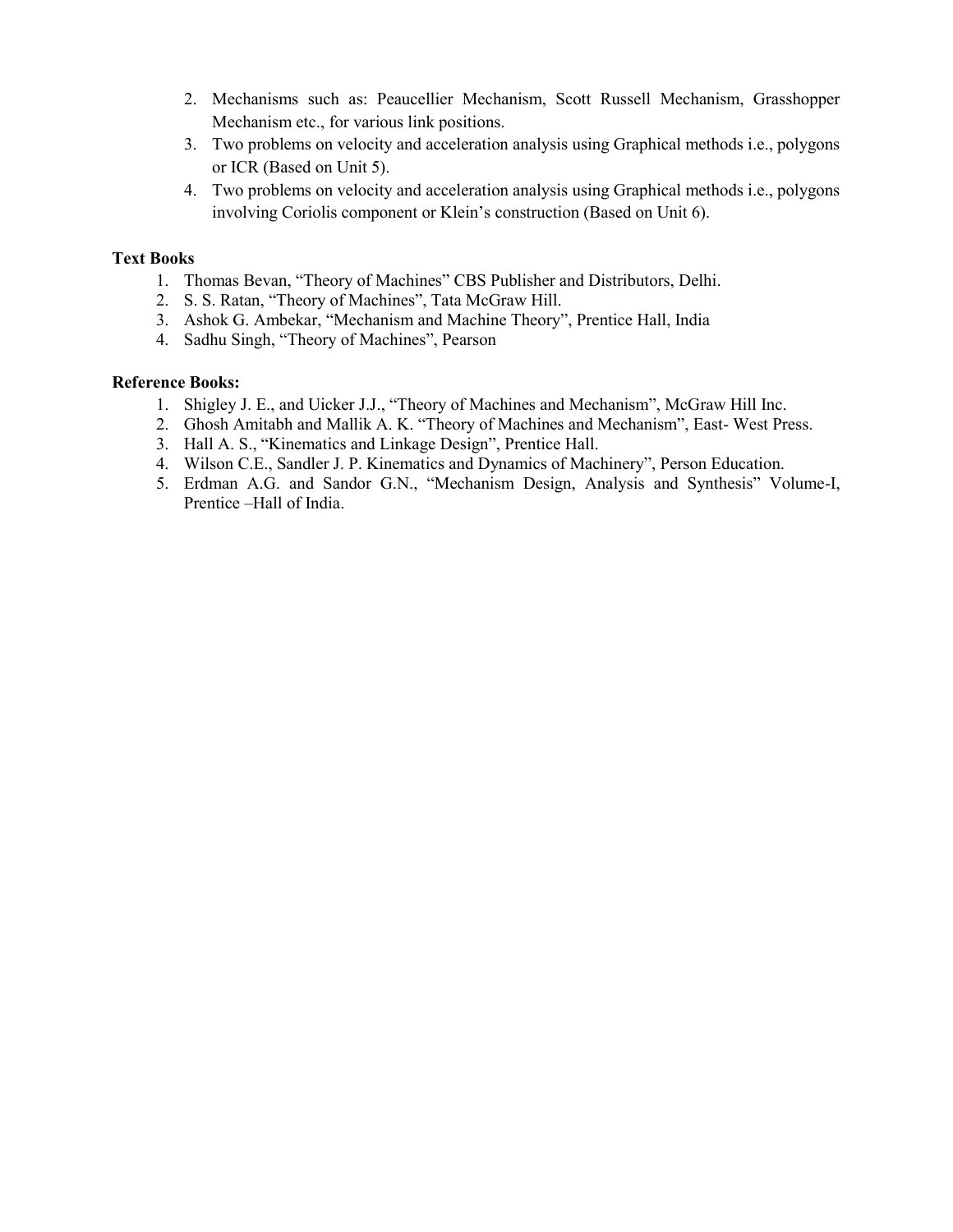2. Mechanisms such as: Peaucellier Mechanism, Scott Russell Mechanism, Grasshopper Mechanism etc., for various link positions.
3. Two problems on velocity and acceleration analysis using Graphical methods i.e., polygons or ICR (Based on Unit 5).
4. Two problems on velocity and acceleration analysis using Graphical methods i.e., polygons involving Coriolis component or Klein's construction (Based on Unit 6).

**Text Books**

1. Thomas Bevan, "Theory of Machines" CBS Publisher and Distributors, Delhi.
2. S. S. Ratan, "Theory of Machines", Tata McGraw Hill.
3. Ashok G. Ambekar, "Mechanism and Machine Theory", Prentice Hall, India
4. Sadhu Singh, "Theory of Machines", Pearson

**Reference Books:**

1. Shigley J. E., and Uicker J.J., "Theory of Machines and Mechanism", McGraw Hill Inc.
2. Ghosh Amitabh and Mallik A. K. "Theory of Machines and Mechanism", East- West Press.
3. Hall A. S., "Kinematics and Linkage Design", Prentice Hall.
4. Wilson C.E., Sandler J. P. Kinematics and Dynamics of Machinery", Person Education.
5. Erdman A.G. and Sandor G.N., "Mechanism Design, Analysis and Synthesis" Volume-I, Prentice –Hall of India.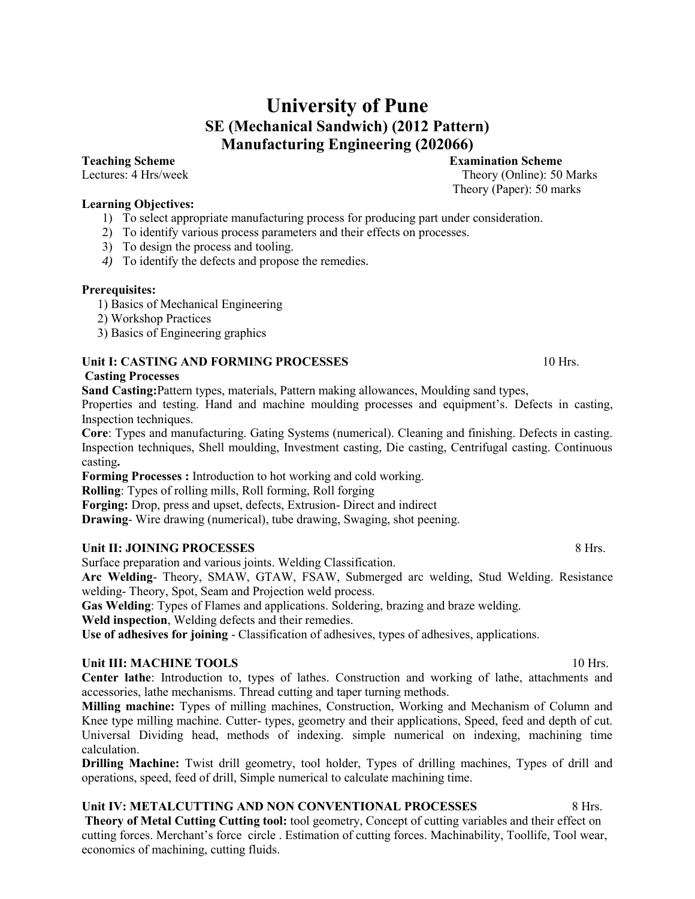# University of Pune

## SE (Mechanical Sandwich) (2012 Pattern)

## Manufacturing Engineering (202066)

**Teaching Scheme**
Lectures: 4 Hrs/week

**Examination Scheme**
Theory (Online): 50 Marks
Theory (Paper): 50 marks

**Learning Objectives:**

1) To select appropriate manufacturing process for producing part under consideration.
2) To identify various process parameters and their effects on processes.
3) To design the process and tooling.
4) To identify the defects and propose the remedies.

**Prerequisites:**

1) Basics of Mechanical Engineering
2) Workshop Practices
3) Basics of Engineering graphics

**Unit I: CASTING AND FORMING PROCESSES** 10 Hrs.

**Casting Processes**

**Sand Casting:**Pattern types, materials, Pattern making allowances, Moulding sand types, Properties and testing. Hand and machine moulding processes and equipment's. Defects in casting, Inspection techniques.

**Core**: Types and manufacturing. Gating Systems (numerical). Cleaning and finishing. Defects in casting. Inspection techniques, Shell moulding, Investment casting, Die casting, Centrifugal casting. Continuous casting**.**

**Forming Processes :** Introduction to hot working and cold working.

**Rolling**: Types of rolling mills, Roll forming, Roll forging

**Forging:** Drop, press and upset, defects, Extrusion- Direct and indirect

**Drawing**- Wire drawing (numerical), tube drawing, Swaging, shot peening.

**Unit II: JOINING PROCESSES** 8 Hrs.

Surface preparation and various joints. Welding Classification.

**Arc Welding**- Theory, SMAW, GTAW, FSAW, Submerged arc welding, Stud Welding. Resistance welding- Theory, Spot, Seam and Projection weld process.

**Gas Welding**: Types of Flames and applications. Soldering, brazing and braze welding.

**Weld inspection**, Welding defects and their remedies.

**Use of adhesives for joining** - Classification of adhesives, types of adhesives, applications.

**Unit III: MACHINE TOOLS** 10 Hrs.

**Center lathe**: Introduction to, types of lathes. Construction and working of lathe, attachments and accessories, lathe mechanisms. Thread cutting and taper turning methods.

**Milling machine:** Types of milling machines, Construction, Working and Mechanism of Column and Knee type milling machine. Cutter- types, geometry and their applications, Speed, feed and depth of cut. Universal Dividing head, methods of indexing. simple numerical on indexing, machining time calculation.

**Drilling Machine:** Twist drill geometry, tool holder, Types of drilling machines, Types of drill and operations, speed, feed of drill, Simple numerical to calculate machining time.

**Unit IV: METALCUTTING AND NON CONVENTIONAL PROCESSES** 8 Hrs.

**Theory of Metal Cutting Cutting tool:** tool geometry, Concept of cutting variables and their effect on cutting forces. Merchant's force circle . Estimation of cutting forces. Machinability, Toollife, Tool wear, economics of machining, cutting fluids.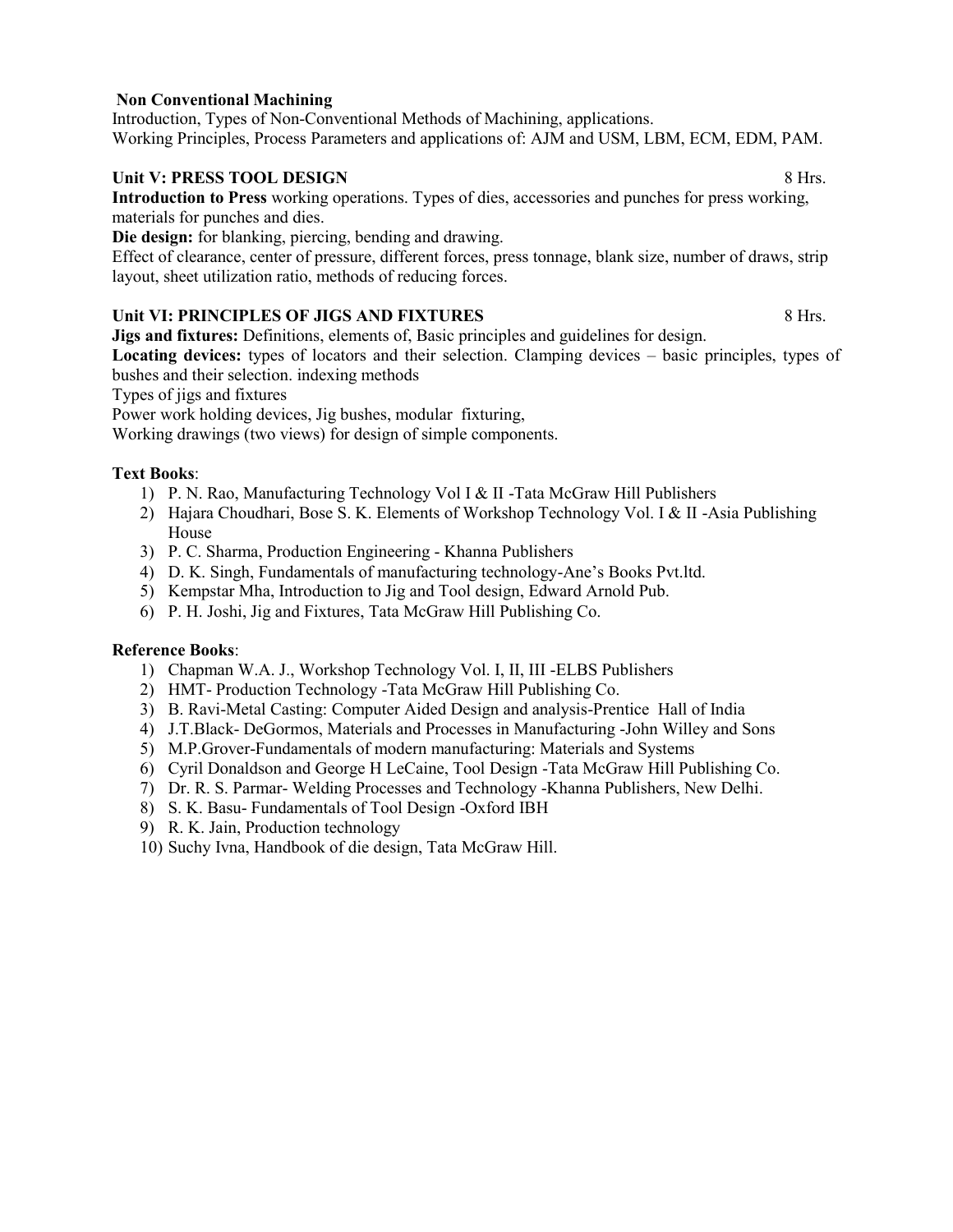**Non Conventional Machining**

Introduction, Types of Non-Conventional Methods of Machining, applications.
Working Principles, Process Parameters and applications of: AJM and USM, LBM, ECM, EDM, PAM.

**Unit V: PRESS TOOL DESIGN** 8 Hrs.

**Introduction to Press** working operations. Types of dies, accessories and punches for press working, materials for punches and dies.

**Die design:** for blanking, piercing, bending and drawing.

Effect of clearance, center of pressure, different forces, press tonnage, blank size, number of draws, strip layout, sheet utilization ratio, methods of reducing forces.

**Unit VI: PRINCIPLES OF JIGS AND FIXTURES** 8 Hrs.

**Jigs and fixtures:** Definitions, elements of, Basic principles and guidelines for design.

**Locating devices:** types of locators and their selection. Clamping devices – basic principles, types of bushes and their selection. indexing methods

Types of jigs and fixtures

Power work holding devices, Jig bushes, modular fixturing,

Working drawings (two views) for design of simple components.

**Text Books**:

1) P. N. Rao, Manufacturing Technology Vol I & II -Tata McGraw Hill Publishers
2) Hajara Choudhari, Bose S. K. Elements of Workshop Technology Vol. I & II -Asia Publishing House
3) P. C. Sharma, Production Engineering - Khanna Publishers
4) D. K. Singh, Fundamentals of manufacturing technology-Ane's Books Pvt.ltd.
5) Kempstar Mha, Introduction to Jig and Tool design, Edward Arnold Pub.
6) P. H. Joshi, Jig and Fixtures, Tata McGraw Hill Publishing Co.

**Reference Books**:

1) Chapman W.A. J., Workshop Technology Vol. I, II, III -ELBS Publishers
2) HMT- Production Technology -Tata McGraw Hill Publishing Co.
3) B. Ravi-Metal Casting: Computer Aided Design and analysis-Prentice Hall of India
4) J.T.Black- DeGormos, Materials and Processes in Manufacturing -John Willey and Sons
5) M.P.Grover-Fundamentals of modern manufacturing: Materials and Systems
6) Cyril Donaldson and George H LeCaine, Tool Design -Tata McGraw Hill Publishing Co.
7) Dr. R. S. Parmar- Welding Processes and Technology -Khanna Publishers, New Delhi.
8) S. K. Basu- Fundamentals of Tool Design -Oxford IBH
9) R. K. Jain, Production technology
10) Suchy Ivna, Handbook of die design, Tata McGraw Hill.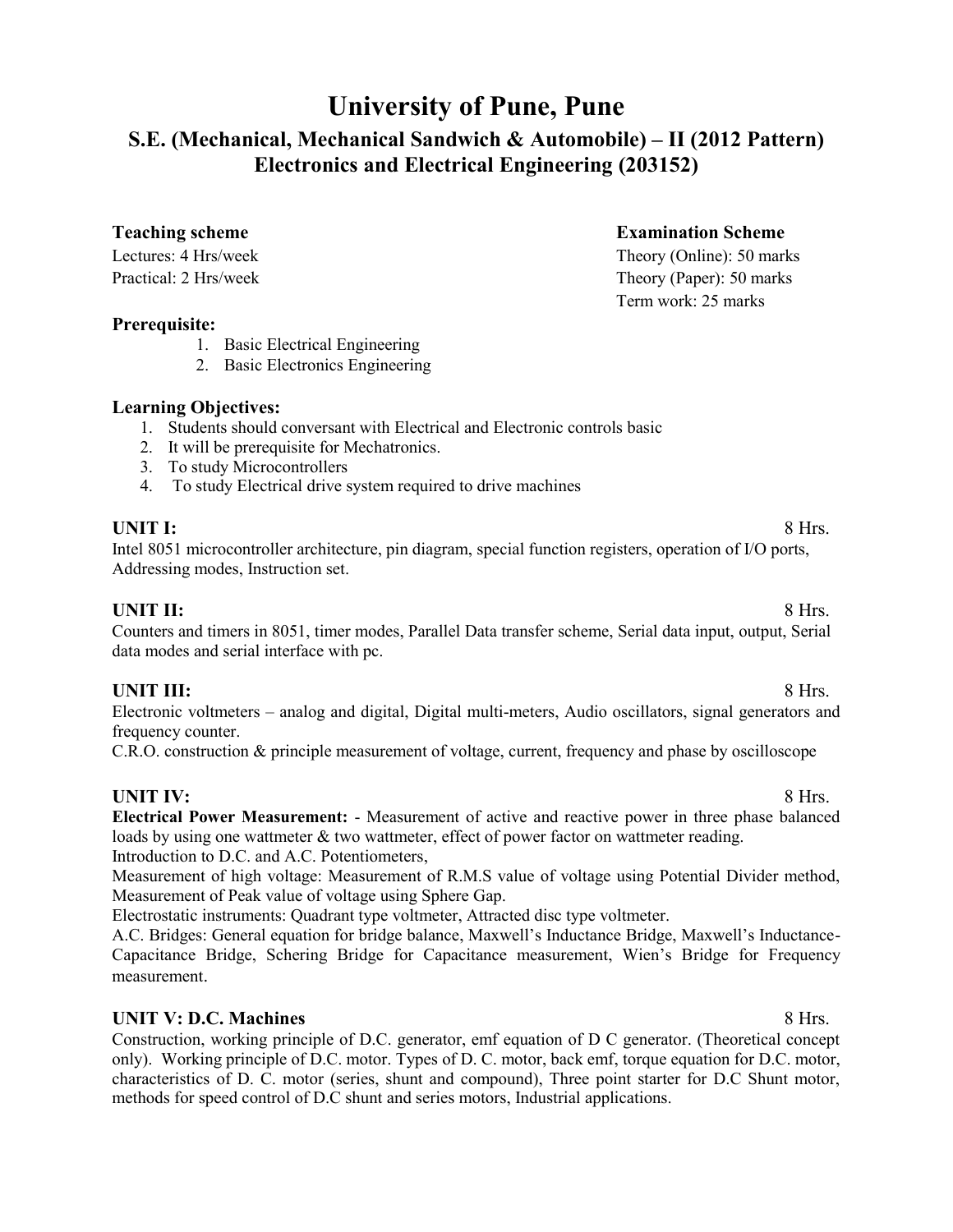# University of Pune, Pune

## S.E. (Mechanical, Mechanical Sandwich & Automobile) – II (2012 Pattern)
## Electronics and Electrical Engineering (203152)

**Teaching scheme**
Lectures: 4 Hrs/week
Practical: 2 Hrs/week

**Examination Scheme**
Theory (Online): 50 marks
Theory (Paper): 50 marks
Term work: 25 marks

**Prerequisite:**

1. Basic Electrical Engineering
2. Basic Electronics Engineering

**Learning Objectives:**

1. Students should conversant with Electrical and Electronic controls basic
2. It will be prerequisite for Mechatronics.
3. To study Microcontrollers
4. To study Electrical drive system required to drive machines

**UNIT I:** 8 Hrs.

Intel 8051 microcontroller architecture, pin diagram, special function registers, operation of I/O ports, Addressing modes, Instruction set.

**UNIT II:** 8 Hrs.

Counters and timers in 8051, timer modes, Parallel Data transfer scheme, Serial data input, output, Serial data modes and serial interface with pc.

**UNIT III:** 8 Hrs.

Electronic voltmeters – analog and digital, Digital multi-meters, Audio oscillators, signal generators and frequency counter.

C.R.O. construction & principle measurement of voltage, current, frequency and phase by oscilloscope

**UNIT IV:** 8 Hrs.

**Electrical Power Measurement:** - Measurement of active and reactive power in three phase balanced loads by using one wattmeter & two wattmeter, effect of power factor on wattmeter reading.

Introduction to D.C. and A.C. Potentiometers,

Measurement of high voltage: Measurement of R.M.S value of voltage using Potential Divider method, Measurement of Peak value of voltage using Sphere Gap.

Electrostatic instruments: Quadrant type voltmeter, Attracted disc type voltmeter.

A.C. Bridges: General equation for bridge balance, Maxwell's Inductance Bridge, Maxwell's Inductance-Capacitance Bridge, Schering Bridge for Capacitance measurement, Wien's Bridge for Frequency measurement.

**UNIT V: D.C. Machines** 8 Hrs.

Construction, working principle of D.C. generator, emf equation of D C generator. (Theoretical concept only). Working principle of D.C. motor. Types of D. C. motor, back emf, torque equation for D.C. motor, characteristics of D. C. motor (series, shunt and compound), Three point starter for D.C Shunt motor, methods for speed control of D.C shunt and series motors, Industrial applications.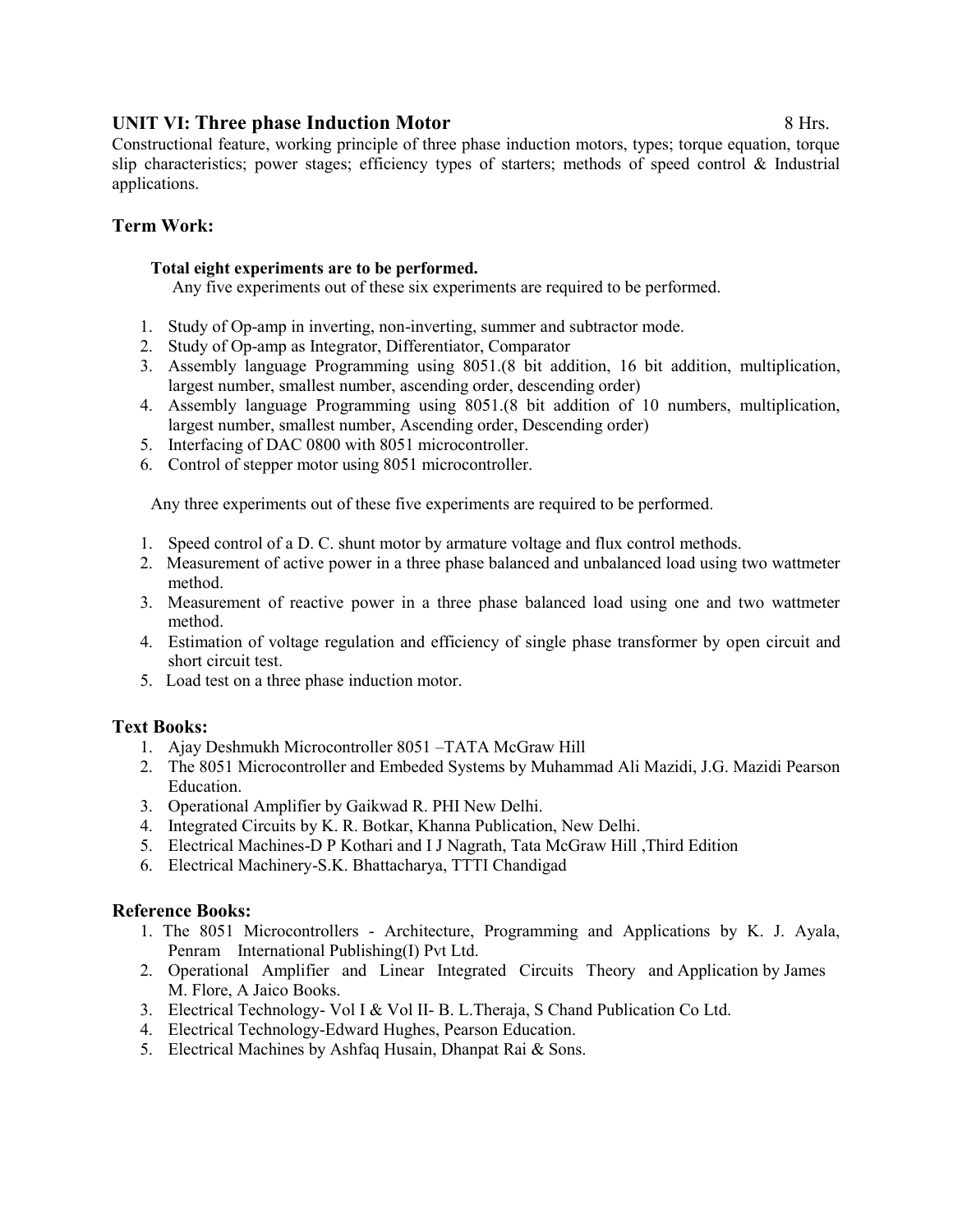**UNIT VI: Three phase Induction Motor** 8 Hrs.

Constructional feature, working principle of three phase induction motors, types; torque equation, torque slip characteristics; power stages; efficiency types of starters; methods of speed control & Industrial applications.

## Term Work:

**Total eight experiments are to be performed.**

Any five experiments out of these six experiments are required to be performed.

1. Study of Op-amp in inverting, non-inverting, summer and subtractor mode.
2. Study of Op-amp as Integrator, Differentiator, Comparator
3. Assembly language Programming using 8051.(8 bit addition, 16 bit addition, multiplication, largest number, smallest number, ascending order, descending order)
4. Assembly language Programming using 8051.(8 bit addition of 10 numbers, multiplication, largest number, smallest number, Ascending order, Descending order)
5. Interfacing of DAC 0800 with 8051 microcontroller.
6. Control of stepper motor using 8051 microcontroller.

Any three experiments out of these five experiments are required to be performed.

1. Speed control of a D. C. shunt motor by armature voltage and flux control methods.
2. Measurement of active power in a three phase balanced and unbalanced load using two wattmeter method.
3. Measurement of reactive power in a three phase balanced load using one and two wattmeter method.
4. Estimation of voltage regulation and efficiency of single phase transformer by open circuit and short circuit test.
5. Load test on a three phase induction motor.

## Text Books:

1. Ajay Deshmukh Microcontroller 8051 –TATA McGraw Hill
2. The 8051 Microcontroller and Embeded Systems by Muhammad Ali Mazidi, J.G. Mazidi Pearson Education.
3. Operational Amplifier by Gaikwad R. PHI New Delhi.
4. Integrated Circuits by K. R. Botkar, Khanna Publication, New Delhi.
5. Electrical Machines-D P Kothari and I J Nagrath, Tata McGraw Hill ,Third Edition
6. Electrical Machinery-S.K. Bhattacharya, TTTI Chandigad

## Reference Books:

1. The 8051 Microcontrollers - Architecture, Programming and Applications by K. J. Ayala, Penram International Publishing(I) Pvt Ltd.
2. Operational Amplifier and Linear Integrated Circuits Theory and Application by James M. Flore, A Jaico Books.
3. Electrical Technology- Vol I & Vol II- B. L.Theraja, S Chand Publication Co Ltd.
4. Electrical Technology-Edward Hughes, Pearson Education.
5. Electrical Machines by Ashfaq Husain, Dhanpat Rai & Sons.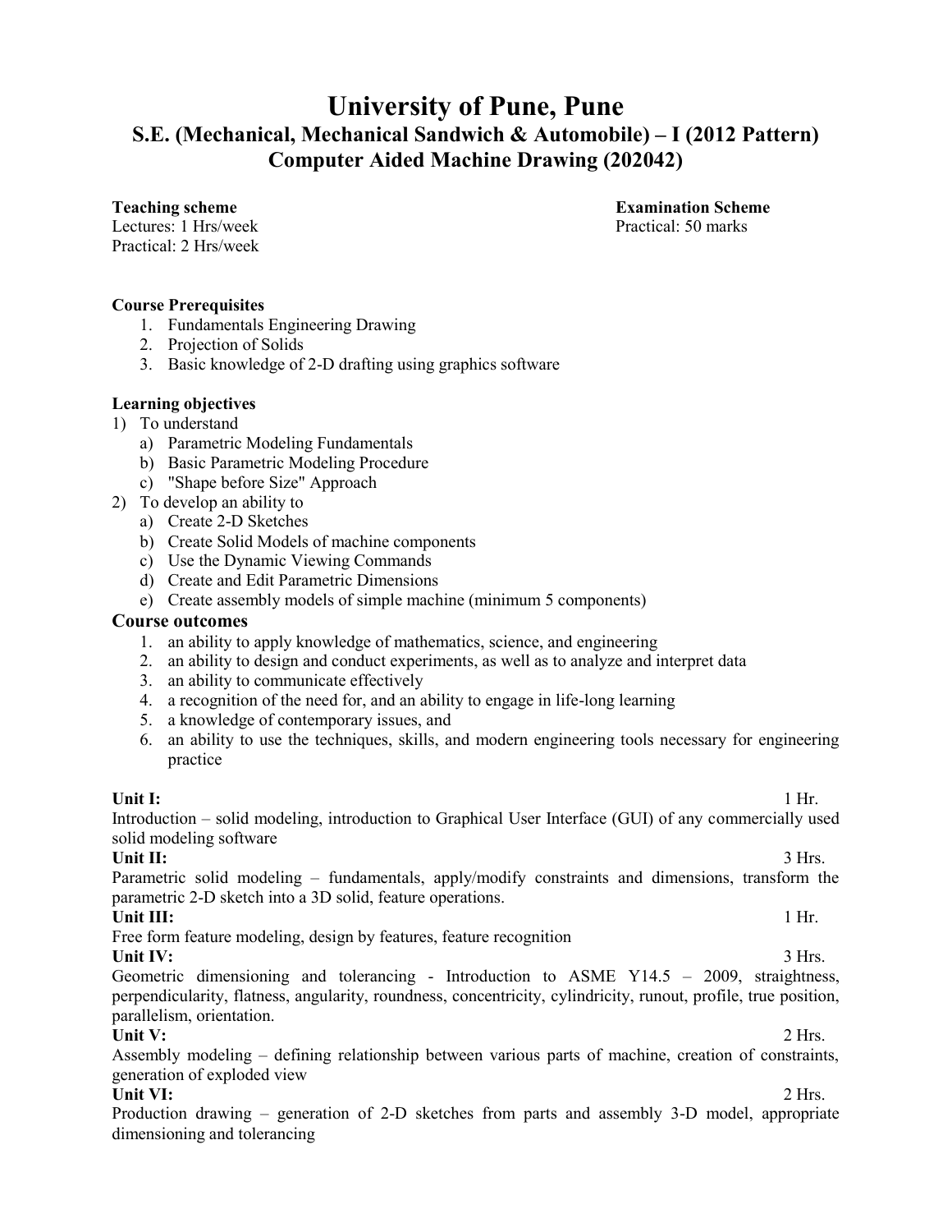# University of Pune, Pune

## S.E. (Mechanical, Mechanical Sandwich & Automobile) – I (2012 Pattern)

## Computer Aided Machine Drawing (202042)

| **Teaching scheme** | **Examination Scheme** |
|---|---|
| Lectures: 1 Hrs/week | Practical: 50 marks |
| Practical: 2 Hrs/week | |

**Course Prerequisites**

1. Fundamentals Engineering Drawing
2. Projection of Solids
3. Basic knowledge of 2-D drafting using graphics software

**Learning objectives**

1) To understand
   a) Parametric Modeling Fundamentals
   b) Basic Parametric Modeling Procedure
   c) "Shape before Size" Approach
2) To develop an ability to
   a) Create 2-D Sketches
   b) Create Solid Models of machine components
   c) Use the Dynamic Viewing Commands
   d) Create and Edit Parametric Dimensions
   e) Create assembly models of simple machine (minimum 5 components)

### Course outcomes

1. an ability to apply knowledge of mathematics, science, and engineering
2. an ability to design and conduct experiments, as well as to analyze and interpret data
3. an ability to communicate effectively
4. a recognition of the need for, and an ability to engage in life-long learning
5. a knowledge of contemporary issues, and
6. an ability to use the techniques, skills, and modern engineering tools necessary for engineering practice

**Unit I:** 1 Hr.

Introduction – solid modeling, introduction to Graphical User Interface (GUI) of any commercially used solid modeling software

**Unit II:** 3 Hrs.

Parametric solid modeling – fundamentals, apply/modify constraints and dimensions, transform the parametric 2-D sketch into a 3D solid, feature operations.

**Unit III:** 1 Hr.

Free form feature modeling, design by features, feature recognition

**Unit IV:** 3 Hrs.

Geometric dimensioning and tolerancing - Introduction to ASME Y14.5 – 2009, straightness, perpendicularity, flatness, angularity, roundness, concentricity, cylindricity, runout, profile, true position, parallelism, orientation.

**Unit V:** 2 Hrs.

Assembly modeling – defining relationship between various parts of machine, creation of constraints, generation of exploded view

**Unit VI:** 2 Hrs.

Production drawing – generation of 2-D sketches from parts and assembly 3-D model, appropriate dimensioning and tolerancing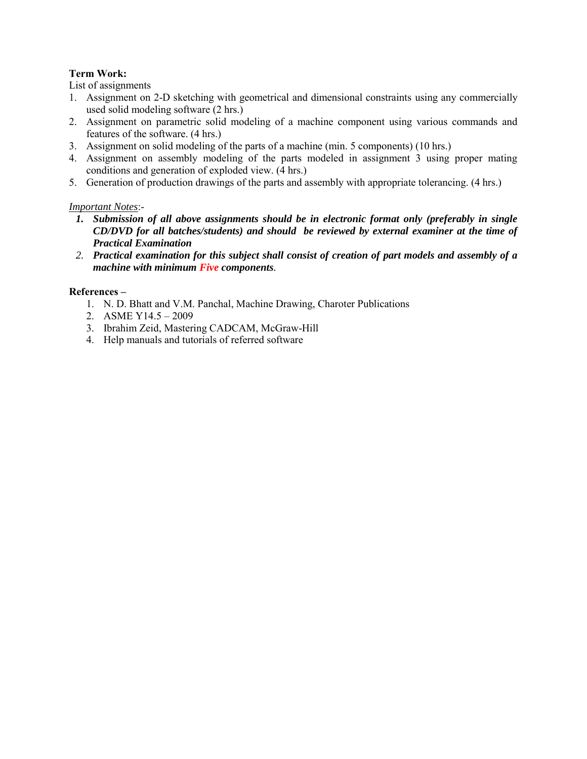**Term Work:**

List of assignments

1. Assignment on 2-D sketching with geometrical and dimensional constraints using any commercially used solid modeling software (2 hrs.)
2. Assignment on parametric solid modeling of a machine component using various commands and features of the software. (4 hrs.)
3. Assignment on solid modeling of the parts of a machine (min. 5 components) (10 hrs.)
4. Assignment on assembly modeling of the parts modeled in assignment 3 using proper mating conditions and generation of exploded view. (4 hrs.)
5. Generation of production drawings of the parts and assembly with appropriate tolerancing. (4 hrs.)

*Important Notes*:-

1. ***Submission of all above assignments should be in electronic format only (preferably in single CD/DVD for all batches/students) and should be reviewed by external examiner at the time of Practical Examination***
2. ***Practical examination for this subject shall consist of creation of part models and assembly of a machine with minimum Five components.***

**References –**

1. N. D. Bhatt and V.M. Panchal, Machine Drawing, Charoter Publications
2. ASME Y14.5 – 2009
3. Ibrahim Zeid, Mastering CADCAM, McGraw-Hill
4. Help manuals and tutorials of referred software